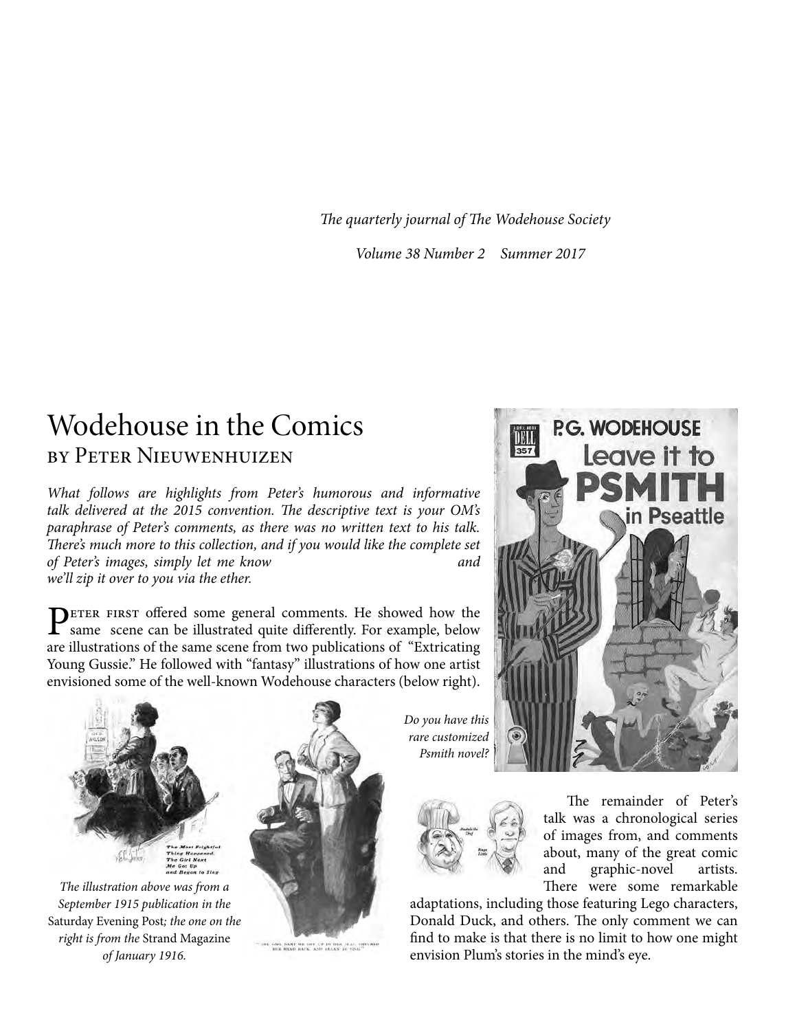*The quarterly journal of The Wodehouse Society*

*Volume 38 Number 2 Summer 2017*

# Wodehouse in the Comics

## BY PETER NIEUWENHUIZEN

*What follows are highlights from Peter's humorous and informative talk delivered at the 2015 convention. The descriptive text is your OM's paraphrase of Peter's comments, as there was no written text to his talk. There's much more to this collection, and if you would like the complete set of Peter's images, simply let me know and we'll zip it over to you via the ether.*

PETER FIRST offered some general comments. He showed how the same scene can be illustrated quite differently. For example, below are illustrations of the same scene from two publications of "Extricating Young Gussie." He followed with "fantasy" illustrations of how one artist envisioned some of the well-known Wodehouse characters (below right).

*The illustration above was from a September 1915 publication in the* Saturday Evening Post*; the one on the right is from the* Strand Magazine *of January 1916.*

*Do you have this rare customized Psmith novel?*

The remainder of Peter's talk was a chronological series of images from, and comments about, many of the great comic and graphic-novel artists. There were some remarkable adaptations, including those featuring Lego characters, Donald Duck, and others. The only comment we can find to make is that there is no limit to how one might envision Plum's stories in the mind's eye.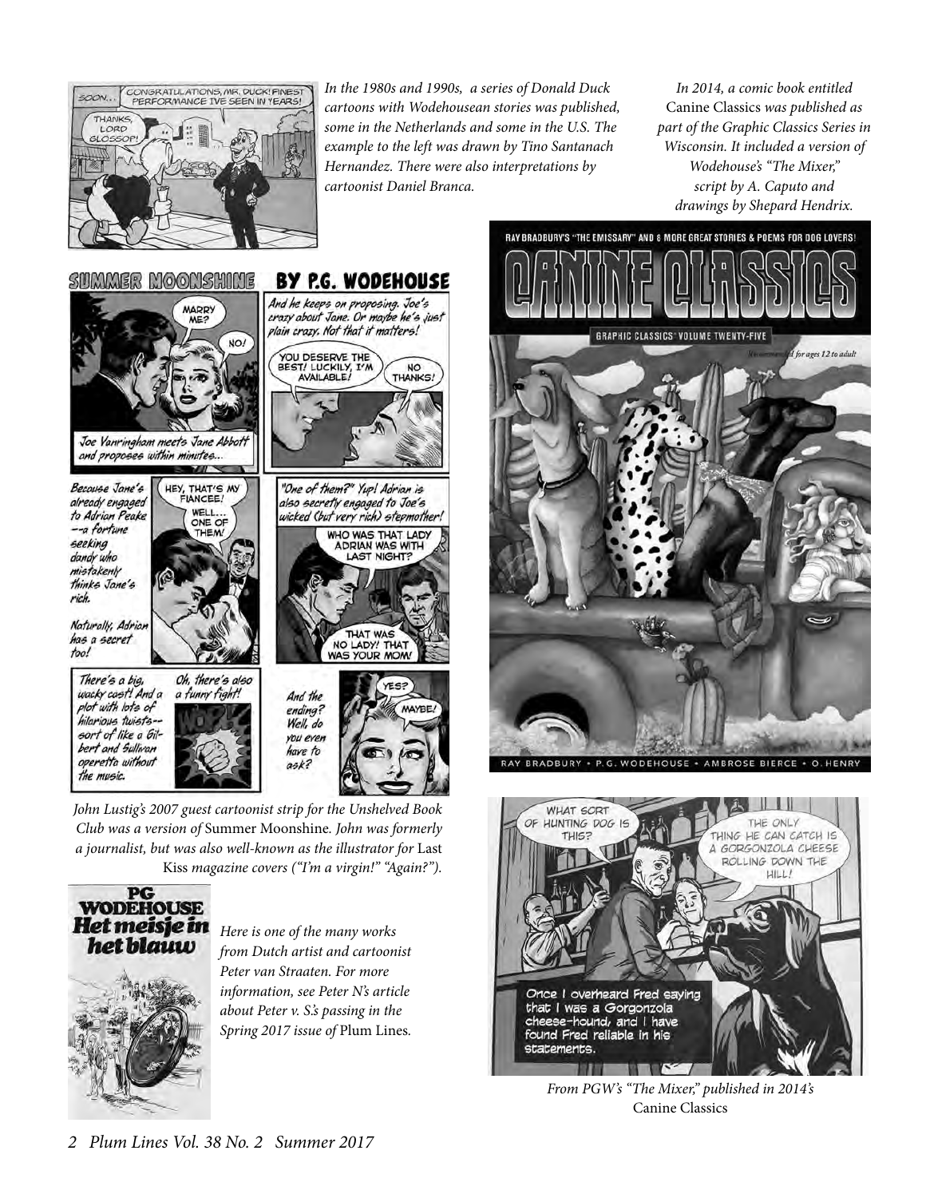*In the 1980s and 1990s, a series of Donald Duck cartoons with Wodehousean stories was published, some in the Netherlands and some in the U.S. The example to the left was drawn by Tino Santanach Hernandez. There were also interpretations by cartoonist Daniel Branca.*

*In 2014, a comic book entitled* Canine Classics *was published as part of the Graphic Classics Series in Wisconsin. It included a version of Wodehouse's "The Mixer," script by A. Caputo and drawings by Shepard Hendrix.*

*John Lustig's 2007 guest cartoonist strip for the Unshelved Book Club was a version of* Summer Moonshine*. John was formerly a journalist, but was also well-known as the illustrator for* Last Kiss *magazine covers ("I'm a virgin!" "Again?").*

*Here is one of the many works from Dutch artist and cartoonist Peter van Straaten. For more information, see Peter N's article about Peter v. S.'s passing in the Spring 2017 issue of* Plum Lines*.*

*From PGW's "The Mixer," published in 2014's* Canine Classics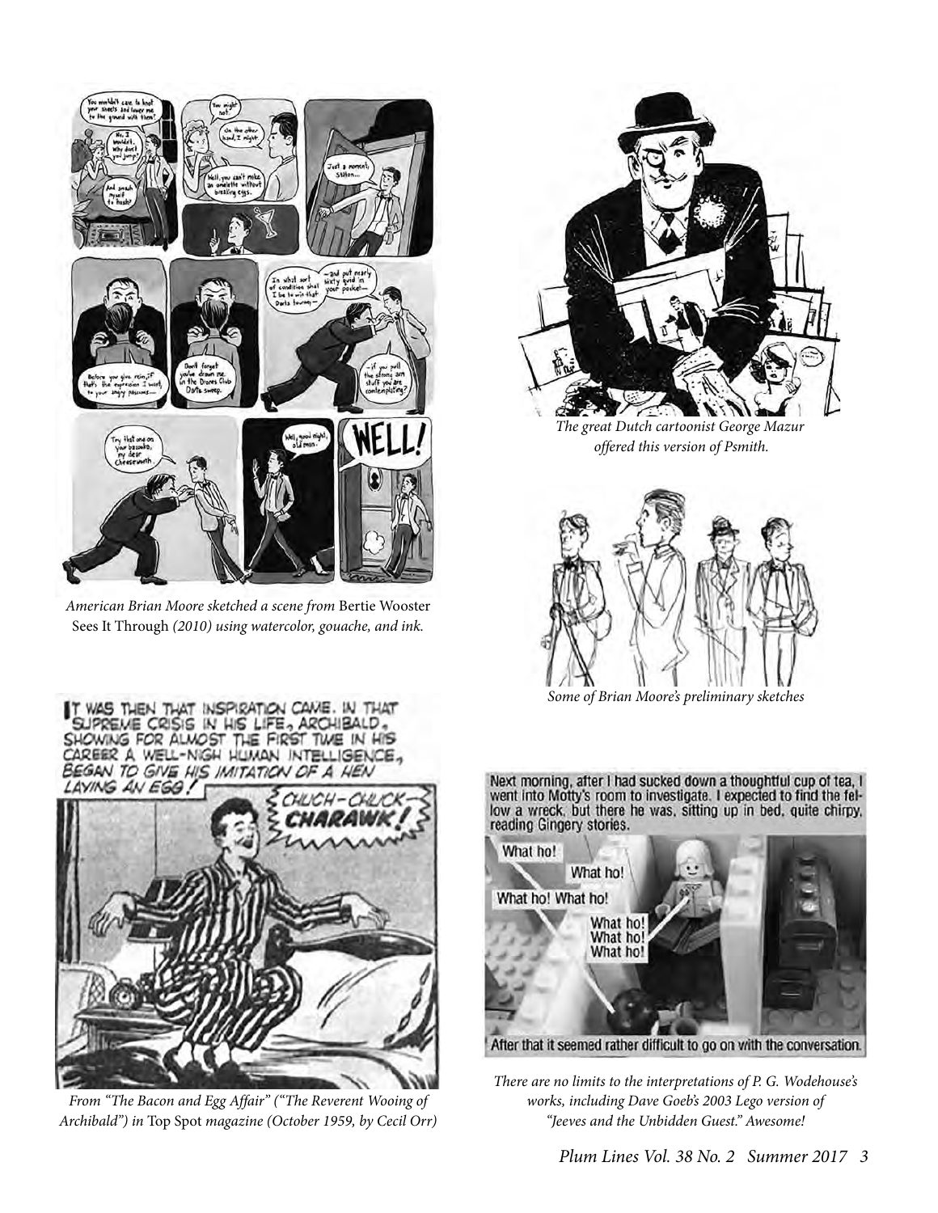*American Brian Moore sketched a scene from* Bertie Wooster Sees It Through *(2010) using watercolor, gouache, and ink.*

*The great Dutch cartoonist George Mazur offered this version of Psmith.*

*Some of Brian Moore's preliminary sketches*

*From "The Bacon and Egg Affair" ("The Reverent Wooing of Archibald") in* Top Spot *magazine (October 1959, by Cecil Orr)*

*There are no limits to the interpretations of P. G. Wodehouse's works, including Dave Goeb's 2003 Lego version of "Jeeves and the Unbidden Guest." Awesome!*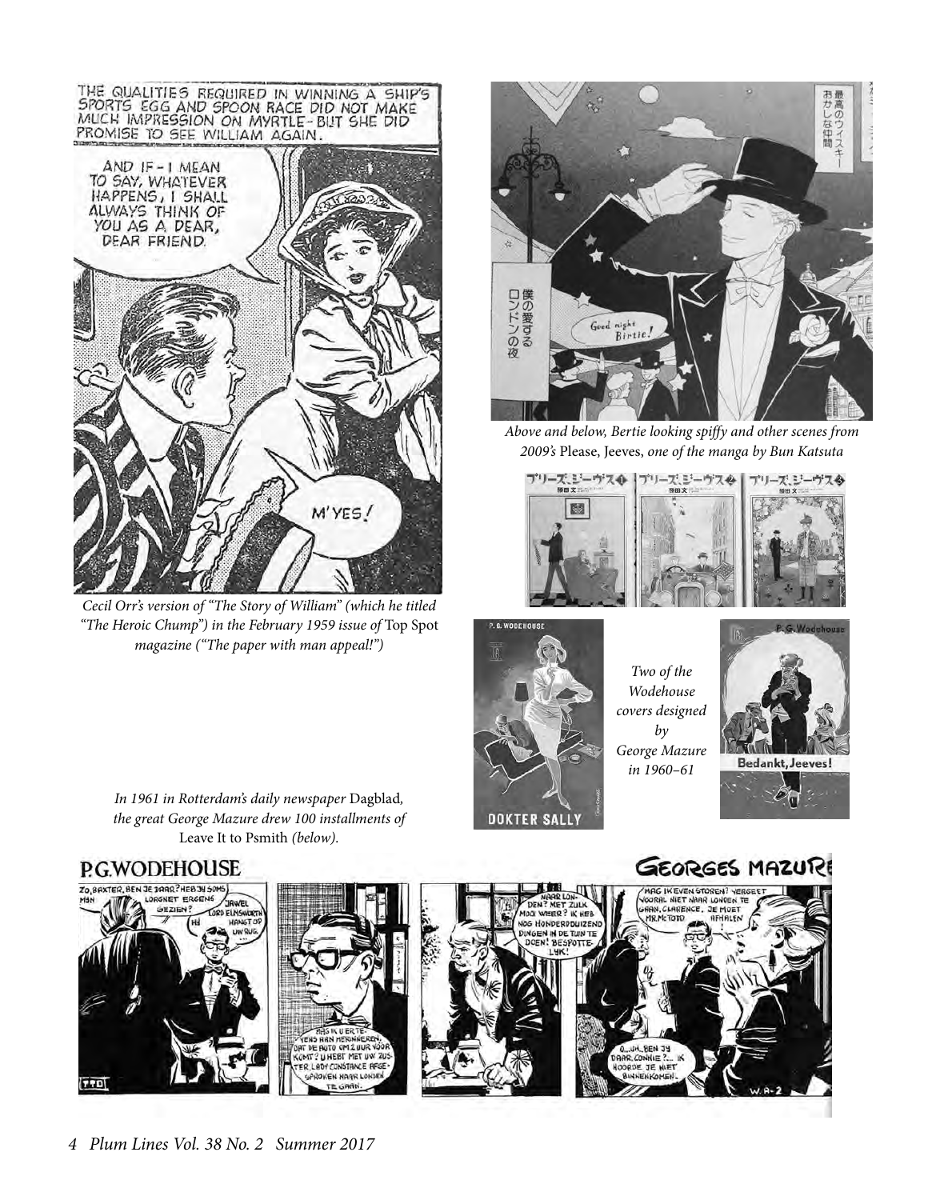Cecil Orr's version of "The Story of William" (which he titled "The Heroic Chump") in the February 1959 issue of *Top Spot* magazine ("The paper with man appeal!")

*Above and below, Bertie looking spiffy and other scenes from 2009's* Please, Jeeves, *one of the manga by Bun Katsuta*

*Two of the Wodehouse covers designed by George Mazure in 1960–61*

*In 1961 in Rotterdam's daily newspaper* Dagblad, *the great George Mazure drew 100 installments of* Leave It to Psmith *(below).*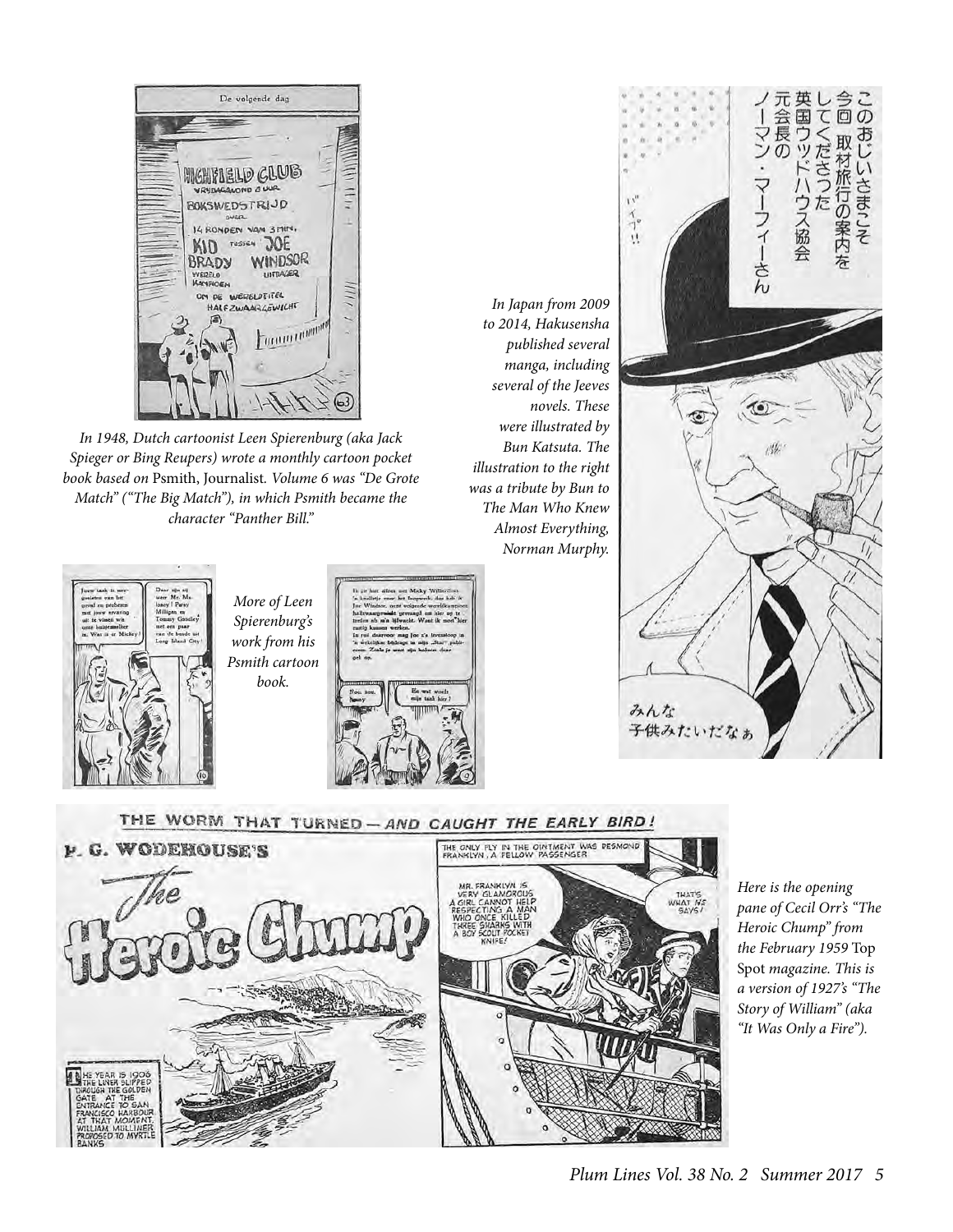*In 1948, Dutch cartoonist Leen Spierenburg (aka Jack Spieger or Bing Reupers) wrote a monthly cartoon pocket book based on* Psmith, Journalist. *Volume 6 was "De Grote Match" ("The Big Match"), in which Psmith became the character "Panther Bill."*

*More of Leen Spierenburg's work from his Psmith cartoon book.*

*In Japan from 2009 to 2014, Hakusensha published several manga, including several of the Jeeves novels. These were illustrated by Bun Katsuta. The illustration to the right was a tribute by Bun to The Man Who Knew Almost Everything, Norman Murphy.*

*Here is the opening pane of Cecil Orr's "The Heroic Chump" from the February 1959* Top Spot *magazine. This is a version of 1927's "The Story of William" (aka "It Was Only a Fire").*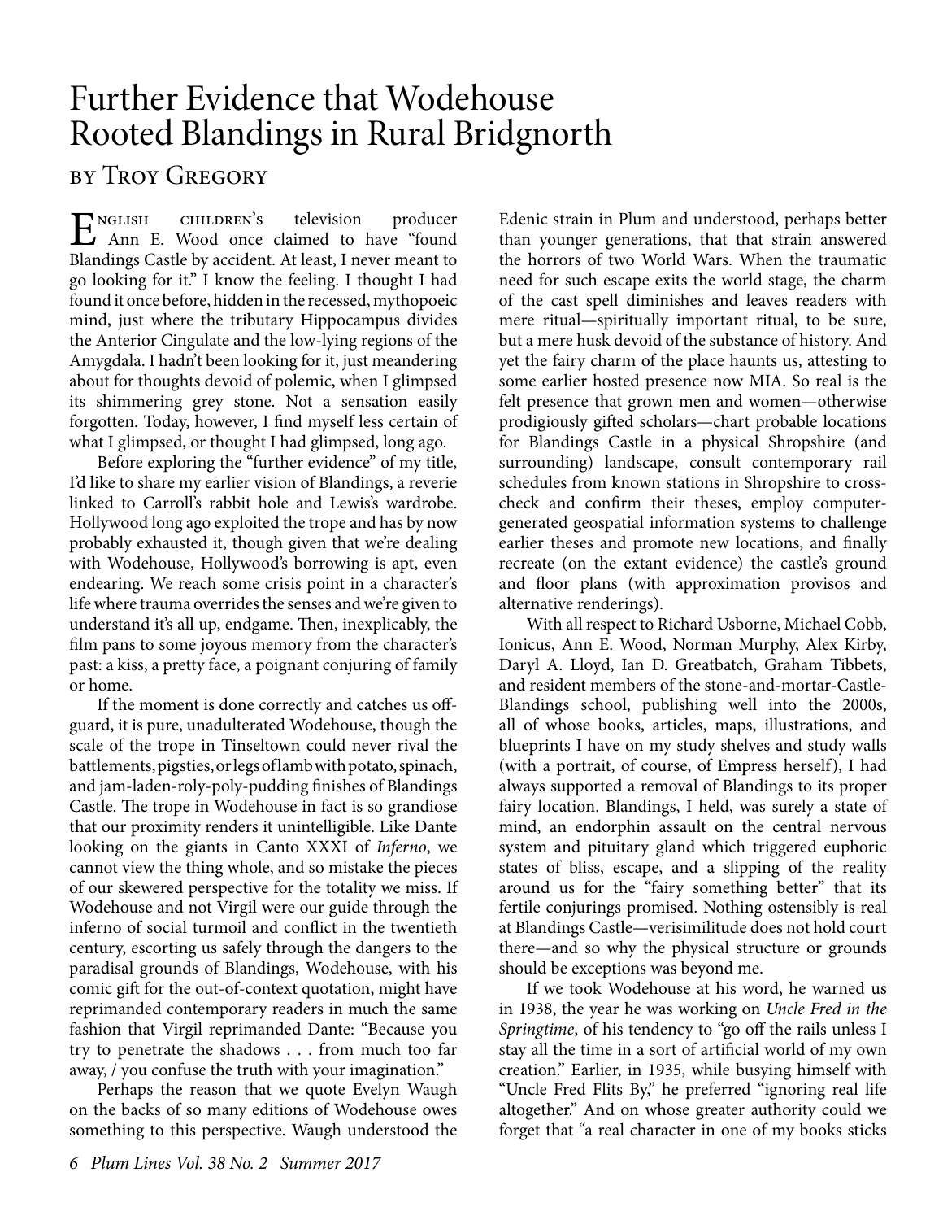# Further Evidence that Wodehouse Rooted Blandings in Rural Bridgnorth

## by Troy Gregory

English children's television producer Ann E. Wood once claimed to have "found Blandings Castle by accident. At least, I never meant to go looking for it." I know the feeling. I thought I had found it once before, hidden in the recessed, mythopoeic mind, just where the tributary Hippocampus divides the Anterior Cingulate and the low-lying regions of the Amygdala. I hadn't been looking for it, just meandering about for thoughts devoid of polemic, when I glimpsed its shimmering grey stone. Not a sensation easily forgotten. Today, however, I find myself less certain of what I glimpsed, or thought I had glimpsed, long ago.

Before exploring the "further evidence" of my title, I'd like to share my earlier vision of Blandings, a reverie linked to Carroll's rabbit hole and Lewis's wardrobe. Hollywood long ago exploited the trope and has by now probably exhausted it, though given that we're dealing with Wodehouse, Hollywood's borrowing is apt, even endearing. We reach some crisis point in a character's life where trauma overrides the senses and we're given to understand it's all up, endgame. Then, inexplicably, the film pans to some joyous memory from the character's past: a kiss, a pretty face, a poignant conjuring of family or home.

If the moment is done correctly and catches us off-guard, it is pure, unadulterated Wodehouse, though the scale of the trope in Tinseltown could never rival the battlements, pigsties, or legs of lamb with potato, spinach, and jam-laden-roly-poly-pudding finishes of Blandings Castle. The trope in Wodehouse in fact is so grandiose that our proximity renders it unintelligible. Like Dante looking on the giants in Canto XXXI of *Inferno*, we cannot view the thing whole, and so mistake the pieces of our skewered perspective for the totality we miss. If Wodehouse and not Virgil were our guide through the inferno of social turmoil and conflict in the twentieth century, escorting us safely through the dangers to the paradisal grounds of Blandings, Wodehouse, with his comic gift for the out-of-context quotation, might have reprimanded contemporary readers in much the same fashion that Virgil reprimanded Dante: "Because you try to penetrate the shadows . . . from much too far away, / you confuse the truth with your imagination."

Perhaps the reason that we quote Evelyn Waugh on the backs of so many editions of Wodehouse owes something to this perspective. Waugh understood the Edenic strain in Plum and understood, perhaps better than younger generations, that that strain answered the horrors of two World Wars. When the traumatic need for such escape exits the world stage, the charm of the cast spell diminishes and leaves readers with mere ritual—spiritually important ritual, to be sure, but a mere husk devoid of the substance of history. And yet the fairy charm of the place haunts us, attesting to some earlier hosted presence now MIA. So real is the felt presence that grown men and women—otherwise prodigiously gifted scholars—chart probable locations for Blandings Castle in a physical Shropshire (and surrounding) landscape, consult contemporary rail schedules from known stations in Shropshire to cross-check and confirm their theses, employ computer-generated geospatial information systems to challenge earlier theses and promote new locations, and finally recreate (on the extant evidence) the castle's ground and floor plans (with approximation provisos and alternative renderings).

With all respect to Richard Usborne, Michael Cobb, Ionicus, Ann E. Wood, Norman Murphy, Alex Kirby, Daryl A. Lloyd, Ian D. Greatbatch, Graham Tibbets, and resident members of the stone-and-mortar-Castle-Blandings school, publishing well into the 2000s, all of whose books, articles, maps, illustrations, and blueprints I have on my study shelves and study walls (with a portrait, of course, of Empress herself), I had always supported a removal of Blandings to its proper fairy location. Blandings, I held, was surely a state of mind, an endorphin assault on the central nervous system and pituitary gland which triggered euphoric states of bliss, escape, and a slipping of the reality around us for the "fairy something better" that its fertile conjurings promised. Nothing ostensibly is real at Blandings Castle—verisimilitude does not hold court there—and so why the physical structure or grounds should be exceptions was beyond me.

If we took Wodehouse at his word, he warned us in 1938, the year he was working on *Uncle Fred in the Springtime*, of his tendency to "go off the rails unless I stay all the time in a sort of artificial world of my own creation." Earlier, in 1935, while busying himself with "Uncle Fred Flits By," he preferred "ignoring real life altogether." And on whose greater authority could we forget that "a real character in one of my books sticks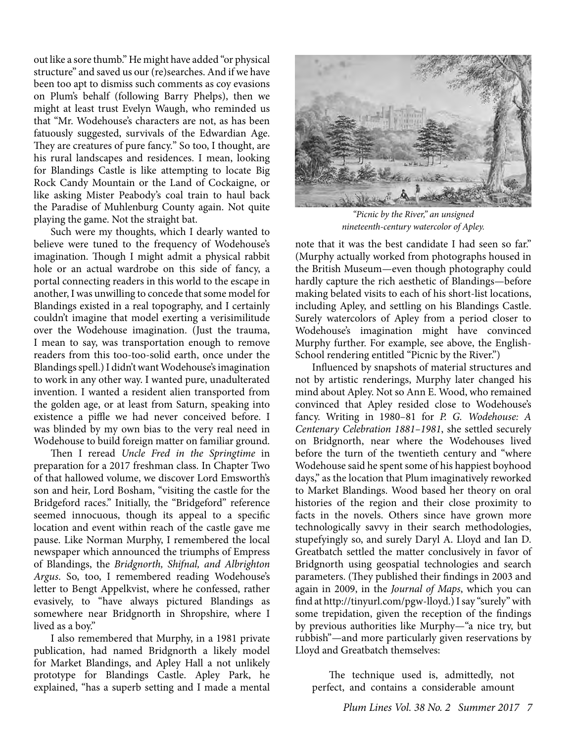out like a sore thumb." He might have added "or physical structure" and saved us our (re)searches. And if we have been too apt to dismiss such comments as coy evasions on Plum's behalf (following Barry Phelps), then we might at least trust Evelyn Waugh, who reminded us that "Mr. Wodehouse's characters are not, as has been fatuously suggested, survivals of the Edwardian Age. They are creatures of pure fancy." So too, I thought, are his rural landscapes and residences. I mean, looking for Blandings Castle is like attempting to locate Big Rock Candy Mountain or the Land of Cockaigne, or like asking Mister Peabody's coal train to haul back the Paradise of Muhlenburg County again. Not quite playing the game. Not the straight bat.

Such were my thoughts, which I dearly wanted to believe were tuned to the frequency of Wodehouse's imagination. Though I might admit a physical rabbit hole or an actual wardrobe on this side of fancy, a portal connecting readers in this world to the escape in another, I was unwilling to concede that some model for Blandings existed in a real topography, and I certainly couldn't imagine that model exerting a verisimilitude over the Wodehouse imagination. (Just the trauma, I mean to say, was transportation enough to remove readers from this too-too-solid earth, once under the Blandings spell.) I didn't want Wodehouse's imagination to work in any other way. I wanted pure, unadulterated invention. I wanted a resident alien transported from the golden age, or at least from Saturn, speaking into existence a piffle we had never conceived before. I was blinded by my own bias to the very real need in Wodehouse to build foreign matter on familiar ground.

Then I reread *Uncle Fred in the Springtime* in preparation for a 2017 freshman class. In Chapter Two of that hallowed volume, we discover Lord Emsworth's son and heir, Lord Bosham, "visiting the castle for the Bridgeford races." Initially, the "Bridgeford" reference seemed innocuous, though its appeal to a specific location and event within reach of the castle gave me pause. Like Norman Murphy, I remembered the local newspaper which announced the triumphs of Empress of Blandings, the *Bridgnorth, Shifnal, and Albrighton Argus*. So, too, I remembered reading Wodehouse's letter to Bengt Appelkvist, where he confessed, rather evasively, to "have always pictured Blandings as somewhere near Bridgnorth in Shropshire, where I lived as a boy."

I also remembered that Murphy, in a 1981 private publication, had named Bridgnorth a likely model for Market Blandings, and Apley Hall a not unlikely prototype for Blandings Castle. Apley Park, he explained, "has a superb setting and I made a mental note that it was the best candidate I had seen so far." (Murphy actually worked from photographs housed in the British Museum—even though photography could hardly capture the rich aesthetic of Blandings—before making belated visits to each of his short-list locations, including Apley, and settling on his Blandings Castle. Surely watercolors of Apley from a period closer to Wodehouse's imagination might have convinced Murphy further. For example, see above, the English-School rendering entitled "Picnic by the River.")

*"Picnic by the River," an unsigned nineteenth-century watercolor of Apley.*

Influenced by snapshots of material structures and not by artistic renderings, Murphy later changed his mind about Apley. Not so Ann E. Wood, who remained convinced that Apley resided close to Wodehouse's fancy. Writing in 1980–81 for *P. G. Wodehouse: A Centenary Celebration 1881–1981*, she settled securely on Bridgnorth, near where the Wodehouses lived before the turn of the twentieth century and "where Wodehouse said he spent some of his happiest boyhood days," as the location that Plum imaginatively reworked to Market Blandings. Wood based her theory on oral histories of the region and their close proximity to facts in the novels. Others since have grown more technologically savvy in their search methodologies, stupefyingly so, and surely Daryl A. Lloyd and Ian D. Greatbatch settled the matter conclusively in favor of Bridgnorth using geospatial technologies and search parameters. (They published their findings in 2003 and again in 2009, in the *Journal of Maps*, which you can find at http://tinyurl.com/pgw-lloyd.) I say "surely" with some trepidation, given the reception of the findings by previous authorities like Murphy—"a nice try, but rubbish"—and more particularly given reservations by Lloyd and Greatbatch themselves:

> The technique used is, admittedly, not perfect, and contains a considerable amount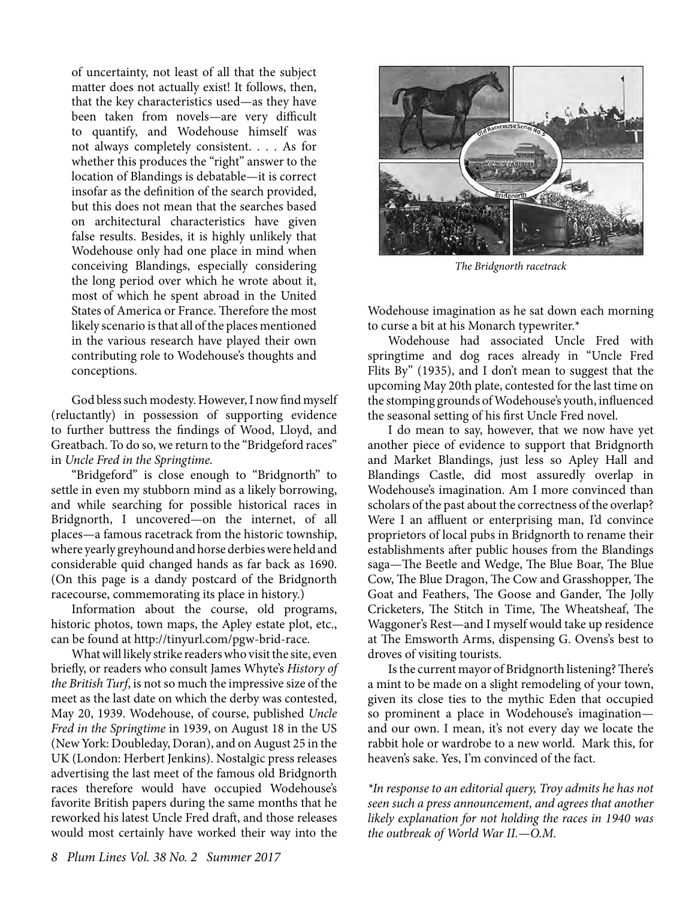of uncertainty, not least of all that the subject matter does not actually exist! It follows, then, that the key characteristics used—as they have been taken from novels—are very difficult to quantify, and Wodehouse himself was not always completely consistent. . . . As for whether this produces the "right" answer to the location of Blandings is debatable—it is correct insofar as the definition of the search provided, but this does not mean that the searches based on architectural characteristics have given false results. Besides, it is highly unlikely that Wodehouse only had one place in mind when conceiving Blandings, especially considering the long period over which he wrote about it, most of which he spent abroad in the United States of America or France. Therefore the most likely scenario is that all of the places mentioned in the various research have played their own contributing role to Wodehouse's thoughts and conceptions.

God bless such modesty. However, I now find myself (reluctantly) in possession of supporting evidence to further buttress the findings of Wood, Lloyd, and Greatbach. To do so, we return to the "Bridgeford races" in *Uncle Fred in the Springtime*.

"Bridgeford" is close enough to "Bridgnorth" to settle in even my stubborn mind as a likely borrowing, and while searching for possible historical races in Bridgnorth, I uncovered—on the internet, of all places—a famous racetrack from the historic township, where yearly greyhound and horse derbies were held and considerable quid changed hands as far back as 1690. (On this page is a dandy postcard of the Bridgnorth racecourse, commemorating its place in history.)

Information about the course, old programs, historic photos, town maps, the Apley estate plot, etc., can be found at http://tinyurl.com/pgw-brid-race.

What will likely strike readers who visit the site, even briefly, or readers who consult James Whyte's *History of the British Turf*, is not so much the impressive size of the meet as the last date on which the derby was contested, May 20, 1939. Wodehouse, of course, published *Uncle Fred in the Springtime* in 1939, on August 18 in the US (New York: Doubleday, Doran), and on August 25 in the UK (London: Herbert Jenkins). Nostalgic press releases advertising the last meet of the famous old Bridgnorth races therefore would have occupied Wodehouse's favorite British papers during the same months that he reworked his latest Uncle Fred draft, and those releases would most certainly have worked their way into the Wodehouse imagination as he sat down each morning to curse a bit at his Monarch typewriter.*

*The Bridgnorth racetrack*

Wodehouse had associated Uncle Fred with springtime and dog races already in "Uncle Fred Flits By" (1935), and I don't mean to suggest that the upcoming May 20th plate, contested for the last time on the stomping grounds of Wodehouse's youth, influenced the seasonal setting of his first Uncle Fred novel.

I do mean to say, however, that we now have yet another piece of evidence to support that Bridgnorth and Market Blandings, just less so Apley Hall and Blandings Castle, did most assuredly overlap in Wodehouse's imagination. Am I more convinced than scholars of the past about the correctness of the overlap? Were I an affluent or enterprising man, I'd convince proprietors of local pubs in Bridgnorth to rename their establishments after public houses from the Blandings saga—The Beetle and Wedge, The Blue Boar, The Blue Cow, The Blue Dragon, The Cow and Grasshopper, The Goat and Feathers, The Goose and Gander, The Jolly Cricketers, The Stitch in Time, The Wheatsheaf, The Waggoner's Rest—and I myself would take up residence at The Emsworth Arms, dispensing G. Ovens's best to droves of visiting tourists.

Is the current mayor of Bridgnorth listening? There's a mint to be made on a slight remodeling of your town, given its close ties to the mythic Eden that occupied so prominent a place in Wodehouse's imagination—and our own. I mean, it's not every day we locate the rabbit hole or wardrobe to a new world. Mark this, for heaven's sake. Yes, I'm convinced of the fact.

*\*In response to an editorial query, Troy admits he has not seen such a press announcement, and agrees that another likely explanation for not holding the races in 1940 was the outbreak of World War II.—O.M.*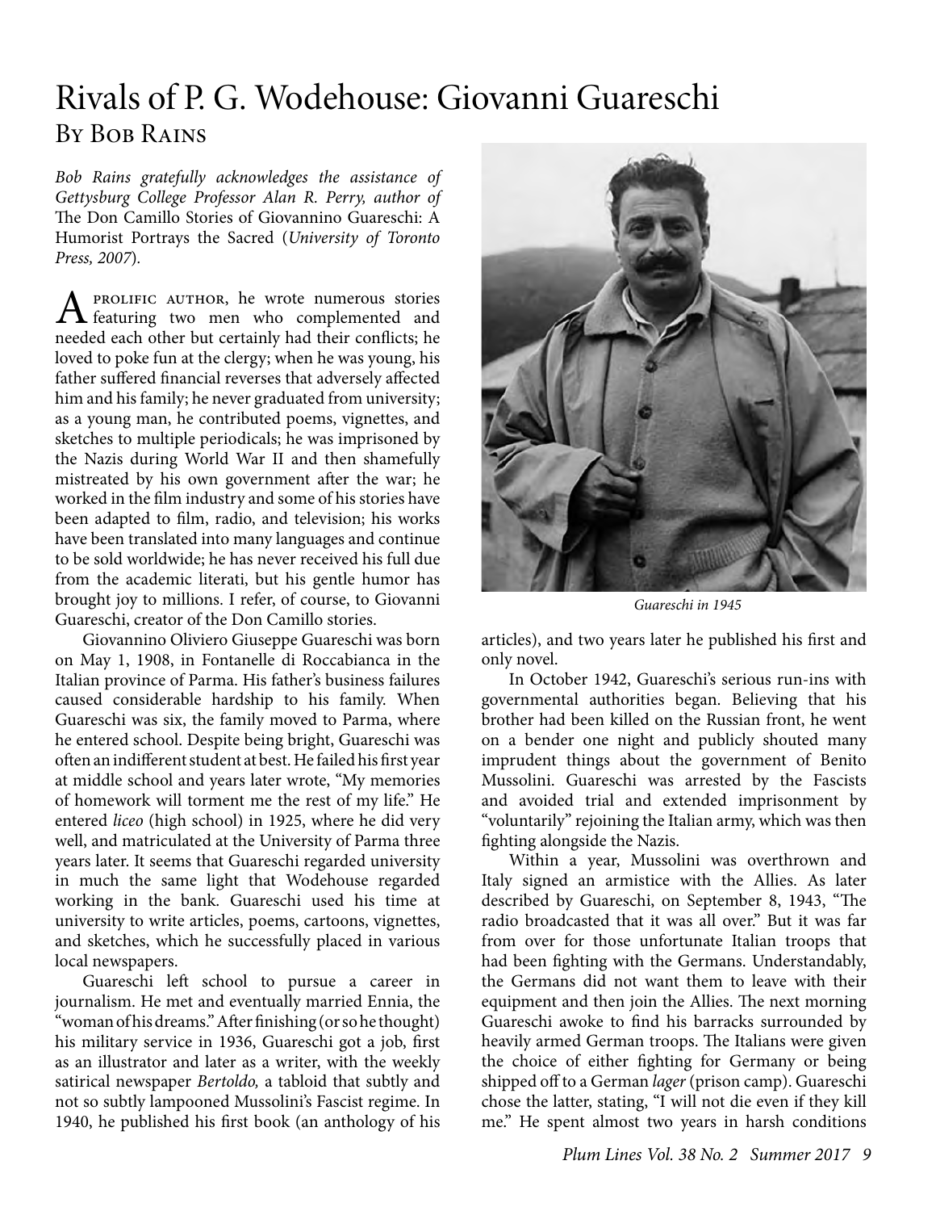# Rivals of P. G. Wodehouse: Giovanni Guareschi

## By Bob Rains

*Bob Rains gratefully acknowledges the assistance of Gettysburg College Professor Alan R. Perry, author of* The Don Camillo Stories of Giovannino Guareschi: A Humorist Portrays the Sacred (*University of Toronto Press, 2007*).

A prolific author, he wrote numerous stories featuring two men who complemented and needed each other but certainly had their conflicts; he loved to poke fun at the clergy; when he was young, his father suffered financial reverses that adversely affected him and his family; he never graduated from university; as a young man, he contributed poems, vignettes, and sketches to multiple periodicals; he was imprisoned by the Nazis during World War II and then shamefully mistreated by his own government after the war; he worked in the film industry and some of his stories have been adapted to film, radio, and television; his works have been translated into many languages and continue to be sold worldwide; he has never received his full due from the academic literati, but his gentle humor has brought joy to millions. I refer, of course, to Giovanni Guareschi, creator of the Don Camillo stories.

Giovannino Oliviero Giuseppe Guareschi was born on May 1, 1908, in Fontanelle di Roccabianca in the Italian province of Parma. His father's business failures caused considerable hardship to his family. When Guareschi was six, the family moved to Parma, where he entered school. Despite being bright, Guareschi was often an indifferent student at best. He failed his first year at middle school and years later wrote, "My memories of homework will torment me the rest of my life." He entered *liceo* (high school) in 1925, where he did very well, and matriculated at the University of Parma three years later. It seems that Guareschi regarded university in much the same light that Wodehouse regarded working in the bank. Guareschi used his time at university to write articles, poems, cartoons, vignettes, and sketches, which he successfully placed in various local newspapers.

Guareschi left school to pursue a career in journalism. He met and eventually married Ennia, the "woman of his dreams." After finishing (or so he thought) his military service in 1936, Guareschi got a job, first as an illustrator and later as a writer, with the weekly satirical newspaper *Bertoldo,* a tabloid that subtly and not so subtly lampooned Mussolini's Fascist regime. In 1940, he published his first book (an anthology of his articles), and two years later he published his first and only novel.

*Guareschi in 1945*

In October 1942, Guareschi's serious run-ins with governmental authorities began. Believing that his brother had been killed on the Russian front, he went on a bender one night and publicly shouted many imprudent things about the government of Benito Mussolini. Guareschi was arrested by the Fascists and avoided trial and extended imprisonment by "voluntarily" rejoining the Italian army, which was then fighting alongside the Nazis.

Within a year, Mussolini was overthrown and Italy signed an armistice with the Allies. As later described by Guareschi, on September 8, 1943, "The radio broadcasted that it was all over." But it was far from over for those unfortunate Italian troops that had been fighting with the Germans. Understandably, the Germans did not want them to leave with their equipment and then join the Allies. The next morning Guareschi awoke to find his barracks surrounded by heavily armed German troops. The Italians were given the choice of either fighting for Germany or being shipped off to a German *lager* (prison camp). Guareschi chose the latter, stating, "I will not die even if they kill me." He spent almost two years in harsh conditions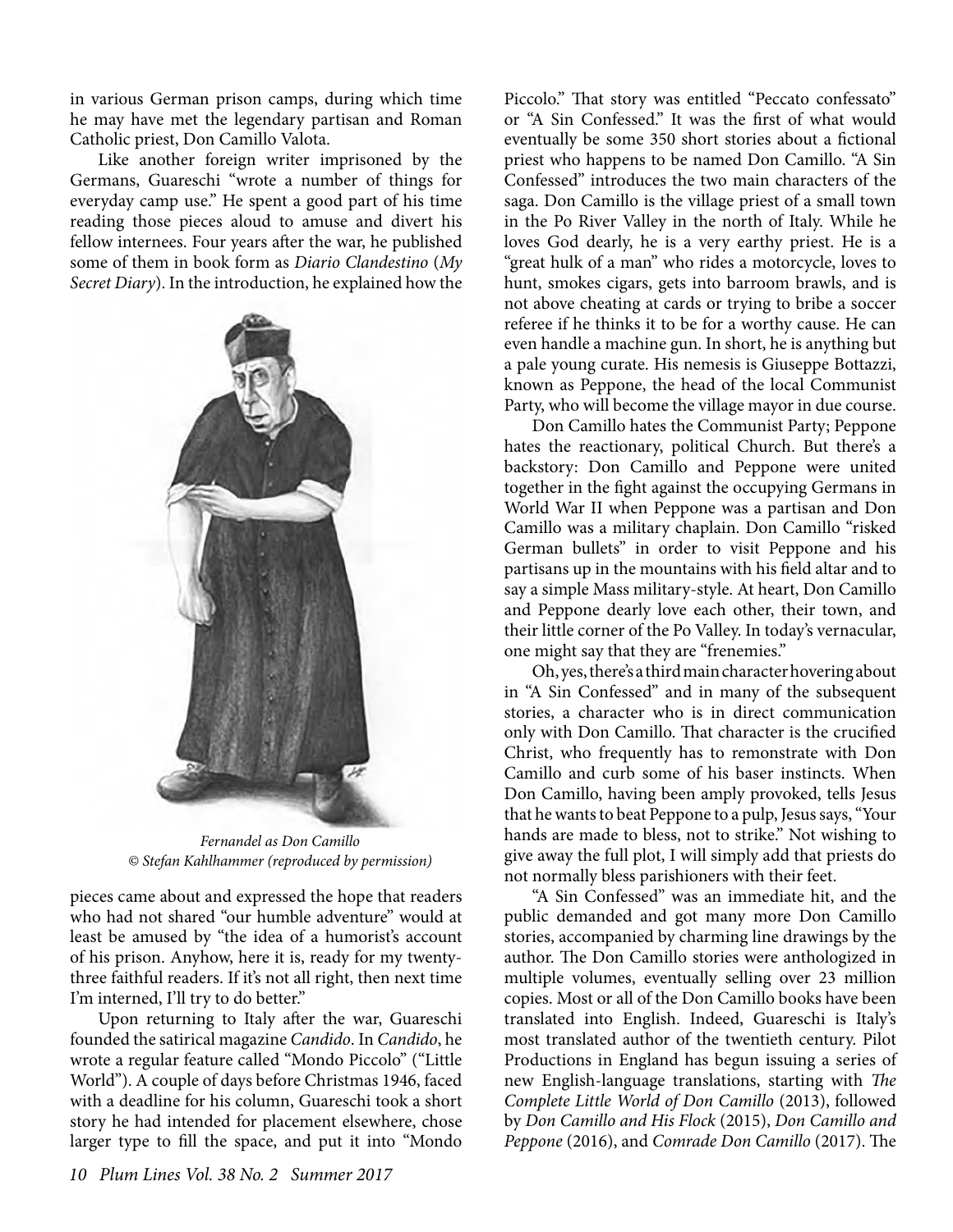in various German prison camps, during which time he may have met the legendary partisan and Roman Catholic priest, Don Camillo Valota.

Like another foreign writer imprisoned by the Germans, Guareschi "wrote a number of things for everyday camp use." He spent a good part of his time reading those pieces aloud to amuse and divert his fellow internees. Four years after the war, he published some of them in book form as *Diario Clandestino* (*My Secret Diary*). In the introduction, he explained how the pieces came about and expressed the hope that readers who had not shared "our humble adventure" would at least be amused by "the idea of a humorist's account of his prison. Anyhow, here it is, ready for my twenty-three faithful readers. If it's not all right, then next time I'm interned, I'll try to do better."

*Fernandel as Don Camillo*
*© Stefan Kahlhammer (reproduced by permission)*

Upon returning to Italy after the war, Guareschi founded the satirical magazine *Candido*. In *Candido*, he wrote a regular feature called "Mondo Piccolo" ("Little World"). A couple of days before Christmas 1946, faced with a deadline for his column, Guareschi took a short story he had intended for placement elsewhere, chose larger type to fill the space, and put it into "Mondo Piccolo." That story was entitled "Peccato confessato" or "A Sin Confessed." It was the first of what would eventually be some 350 short stories about a fictional priest who happens to be named Don Camillo. "A Sin Confessed" introduces the two main characters of the saga. Don Camillo is the village priest of a small town in the Po River Valley in the north of Italy. While he loves God dearly, he is a very earthy priest. He is a "great hulk of a man" who rides a motorcycle, loves to hunt, smokes cigars, gets into barroom brawls, and is not above cheating at cards or trying to bribe a soccer referee if he thinks it to be for a worthy cause. He can even handle a machine gun. In short, he is anything but a pale young curate. His nemesis is Giuseppe Bottazzi, known as Peppone, the head of the local Communist Party, who will become the village mayor in due course.

Don Camillo hates the Communist Party; Peppone hates the reactionary, political Church. But there's a backstory: Don Camillo and Peppone were united together in the fight against the occupying Germans in World War II when Peppone was a partisan and Don Camillo was a military chaplain. Don Camillo "risked German bullets" in order to visit Peppone and his partisans up in the mountains with his field altar and to say a simple Mass military-style. At heart, Don Camillo and Peppone dearly love each other, their town, and their little corner of the Po Valley. In today's vernacular, one might say that they are "frenemies."

Oh, yes, there's a third main character hovering about in "A Sin Confessed" and in many of the subsequent stories, a character who is in direct communication only with Don Camillo. That character is the crucified Christ, who frequently has to remonstrate with Don Camillo and curb some of his baser instincts. When Don Camillo, having been amply provoked, tells Jesus that he wants to beat Peppone to a pulp, Jesus says, "Your hands are made to bless, not to strike." Not wishing to give away the full plot, I will simply add that priests do not normally bless parishioners with their feet.

"A Sin Confessed" was an immediate hit, and the public demanded and got many more Don Camillo stories, accompanied by charming line drawings by the author. The Don Camillo stories were anthologized in multiple volumes, eventually selling over 23 million copies. Most or all of the Don Camillo books have been translated into English. Indeed, Guareschi is Italy's most translated author of the twentieth century. Pilot Productions in England has begun issuing a series of new English-language translations, starting with *The Complete Little World of Don Camillo* (2013), followed by *Don Camillo and His Flock* (2015), *Don Camillo and Peppone* (2016), and *Comrade Don Camillo* (2017). The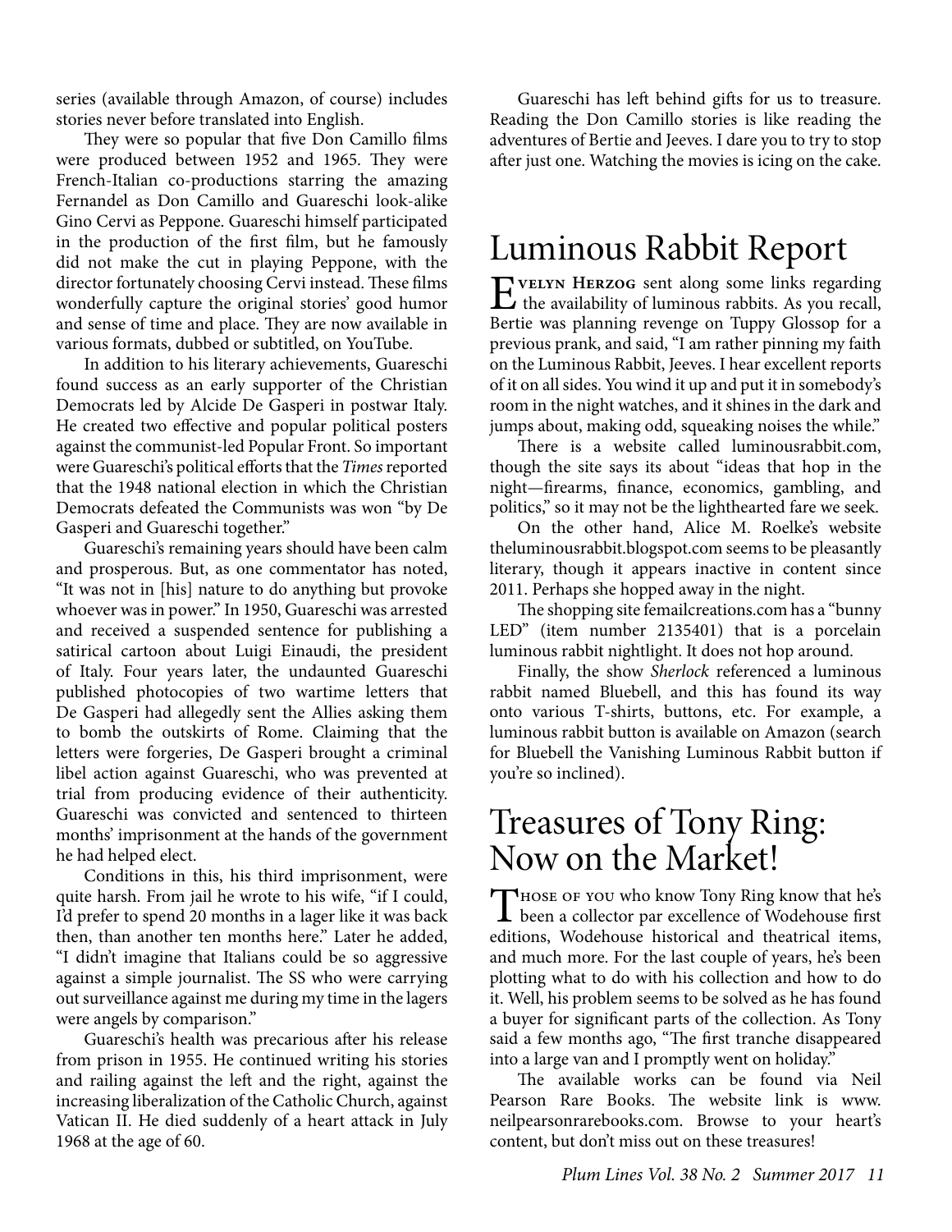series (available through Amazon, of course) includes stories never before translated into English.

They were so popular that five Don Camillo films were produced between 1952 and 1965. They were French-Italian co-productions starring the amazing Fernandel as Don Camillo and Guareschi look-alike Gino Cervi as Peppone. Guareschi himself participated in the production of the first film, but he famously did not make the cut in playing Peppone, with the director fortunately choosing Cervi instead. These films wonderfully capture the original stories' good humor and sense of time and place. They are now available in various formats, dubbed or subtitled, on YouTube.

In addition to his literary achievements, Guareschi found success as an early supporter of the Christian Democrats led by Alcide De Gasperi in postwar Italy. He created two effective and popular political posters against the communist-led Popular Front. So important were Guareschi's political efforts that the *Times* reported that the 1948 national election in which the Christian Democrats defeated the Communists was won "by De Gasperi and Guareschi together."

Guareschi's remaining years should have been calm and prosperous. But, as one commentator has noted, "It was not in [his] nature to do anything but provoke whoever was in power." In 1950, Guareschi was arrested and received a suspended sentence for publishing a satirical cartoon about Luigi Einaudi, the president of Italy. Four years later, the undaunted Guareschi published photocopies of two wartime letters that De Gasperi had allegedly sent the Allies asking them to bomb the outskirts of Rome. Claiming that the letters were forgeries, De Gasperi brought a criminal libel action against Guareschi, who was prevented at trial from producing evidence of their authenticity. Guareschi was convicted and sentenced to thirteen months' imprisonment at the hands of the government he had helped elect.

Conditions in this, his third imprisonment, were quite harsh. From jail he wrote to his wife, "if I could, I'd prefer to spend 20 months in a lager like it was back then, than another ten months here." Later he added, "I didn't imagine that Italians could be so aggressive against a simple journalist. The SS who were carrying out surveillance against me during my time in the lagers were angels by comparison."

Guareschi's health was precarious after his release from prison in 1955. He continued writing his stories and railing against the left and the right, against the increasing liberalization of the Catholic Church, against Vatican II. He died suddenly of a heart attack in July 1968 at the age of 60.

Guareschi has left behind gifts for us to treasure. Reading the Don Camillo stories is like reading the adventures of Bertie and Jeeves. I dare you to try to stop after just one. Watching the movies is icing on the cake.

# Luminous Rabbit Report

Evelyn Herzog sent along some links regarding the availability of luminous rabbits. As you recall, Bertie was planning revenge on Tuppy Glossop for a previous prank, and said, "I am rather pinning my faith on the Luminous Rabbit, Jeeves. I hear excellent reports of it on all sides. You wind it up and put it in somebody's room in the night watches, and it shines in the dark and jumps about, making odd, squeaking noises the while."

There is a website called luminousrabbit.com, though the site says its about "ideas that hop in the night—firearms, finance, economics, gambling, and politics," so it may not be the lighthearted fare we seek.

On the other hand, Alice M. Roelke's website theluminousrabbit.blogspot.com seems to be pleasantly literary, though it appears inactive in content since 2011. Perhaps she hopped away in the night.

The shopping site femailcreations.com has a "bunny LED" (item number 2135401) that is a porcelain luminous rabbit nightlight. It does not hop around.

Finally, the show *Sherlock* referenced a luminous rabbit named Bluebell, and this has found its way onto various T-shirts, buttons, etc. For example, a luminous rabbit button is available on Amazon (search for Bluebell the Vanishing Luminous Rabbit button if you're so inclined).

# Treasures of Tony Ring: Now on the Market!

Those of you who know Tony Ring know that he's been a collector par excellence of Wodehouse first editions, Wodehouse historical and theatrical items, and much more. For the last couple of years, he's been plotting what to do with his collection and how to do it. Well, his problem seems to be solved as he has found a buyer for significant parts of the collection. As Tony said a few months ago, "The first tranche disappeared into a large van and I promptly went on holiday."

The available works can be found via Neil Pearson Rare Books. The website link is www.neilpearsonrarebooks.com. Browse to your heart's content, but don't miss out on these treasures!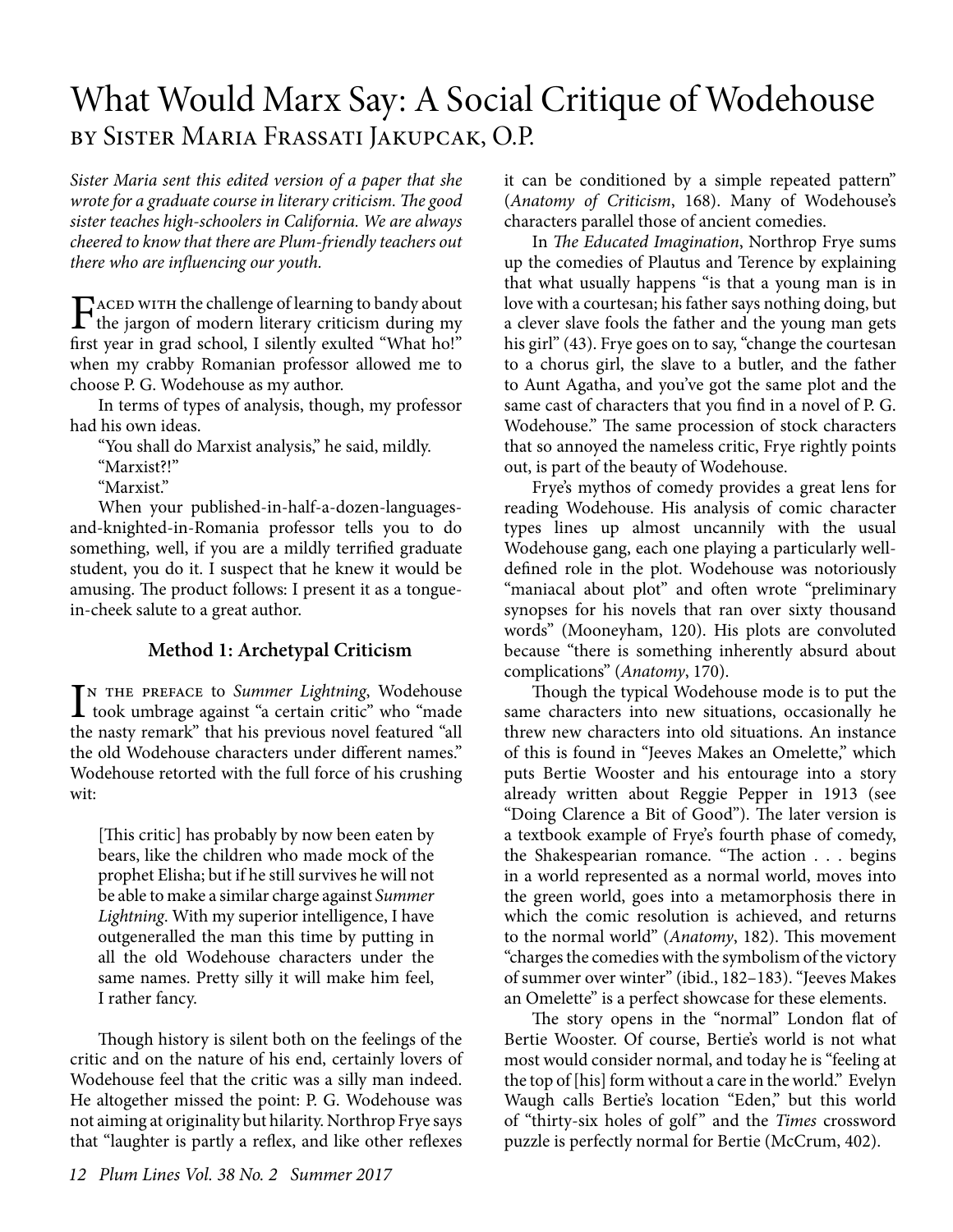# What Would Marx Say: A Social Critique of Wodehouse

by Sister Maria Frassati Jakupcak, O.P.

*Sister Maria sent this edited version of a paper that she wrote for a graduate course in literary criticism. The good sister teaches high-schoolers in California. We are always cheered to know that there are Plum-friendly teachers out there who are influencing our youth.*

Faced with the challenge of learning to bandy about the jargon of modern literary criticism during my first year in grad school, I silently exulted "What ho!" when my crabby Romanian professor allowed me to choose P. G. Wodehouse as my author.

In terms of types of analysis, though, my professor had his own ideas.

"You shall do Marxist analysis," he said, mildly.

"Marxist?!"

"Marxist."

When your published-in-half-a-dozen-languages-and-knighted-in-Romania professor tells you to do something, well, if you are a mildly terrified graduate student, you do it. I suspect that he knew it would be amusing. The product follows: I present it as a tongue-in-cheek salute to a great author.

### Method 1: Archetypal Criticism

In the preface to *Summer Lightning*, Wodehouse took umbrage against "a certain critic" who "made the nasty remark" that his previous novel featured "all the old Wodehouse characters under different names." Wodehouse retorted with the full force of his crushing wit:

> [This critic] has probably by now been eaten by bears, like the children who made mock of the prophet Elisha; but if he still survives he will not be able to make a similar charge against *Summer Lightning*. With my superior intelligence, I have outgeneralled the man this time by putting in all the old Wodehouse characters under the same names. Pretty silly it will make him feel, I rather fancy.

Though history is silent both on the feelings of the critic and on the nature of his end, certainly lovers of Wodehouse feel that the critic was a silly man indeed. He altogether missed the point: P. G. Wodehouse was not aiming at originality but hilarity. Northrop Frye says that "laughter is partly a reflex, and like other reflexes it can be conditioned by a simple repeated pattern" (*Anatomy of Criticism*, 168). Many of Wodehouse's characters parallel those of ancient comedies.

In *The Educated Imagination*, Northrop Frye sums up the comedies of Plautus and Terence by explaining that what usually happens "is that a young man is in love with a courtesan; his father says nothing doing, but a clever slave fools the father and the young man gets his girl" (43). Frye goes on to say, "change the courtesan to a chorus girl, the slave to a butler, and the father to Aunt Agatha, and you've got the same plot and the same cast of characters that you find in a novel of P. G. Wodehouse." The same procession of stock characters that so annoyed the nameless critic, Frye rightly points out, is part of the beauty of Wodehouse.

Frye's mythos of comedy provides a great lens for reading Wodehouse. His analysis of comic character types lines up almost uncannily with the usual Wodehouse gang, each one playing a particularly well-defined role in the plot. Wodehouse was notoriously "maniacal about plot" and often wrote "preliminary synopses for his novels that ran over sixty thousand words" (Mooneyham, 120). His plots are convoluted because "there is something inherently absurd about complications" (*Anatomy*, 170).

Though the typical Wodehouse mode is to put the same characters into new situations, occasionally he threw new characters into old situations. An instance of this is found in "Jeeves Makes an Omelette," which puts Bertie Wooster and his entourage into a story already written about Reggie Pepper in 1913 (see "Doing Clarence a Bit of Good"). The later version is a textbook example of Frye's fourth phase of comedy, the Shakespearian romance. "The action . . . begins in a world represented as a normal world, moves into the green world, goes into a metamorphosis there in which the comic resolution is achieved, and returns to the normal world" (*Anatomy*, 182). This movement "charges the comedies with the symbolism of the victory of summer over winter" (ibid., 182–183). "Jeeves Makes an Omelette" is a perfect showcase for these elements.

The story opens in the "normal" London flat of Bertie Wooster. Of course, Bertie's world is not what most would consider normal, and today he is "feeling at the top of [his] form without a care in the world." Evelyn Waugh calls Bertie's location "Eden," but this world of "thirty-six holes of golf" and the *Times* crossword puzzle is perfectly normal for Bertie (McCrum, 402).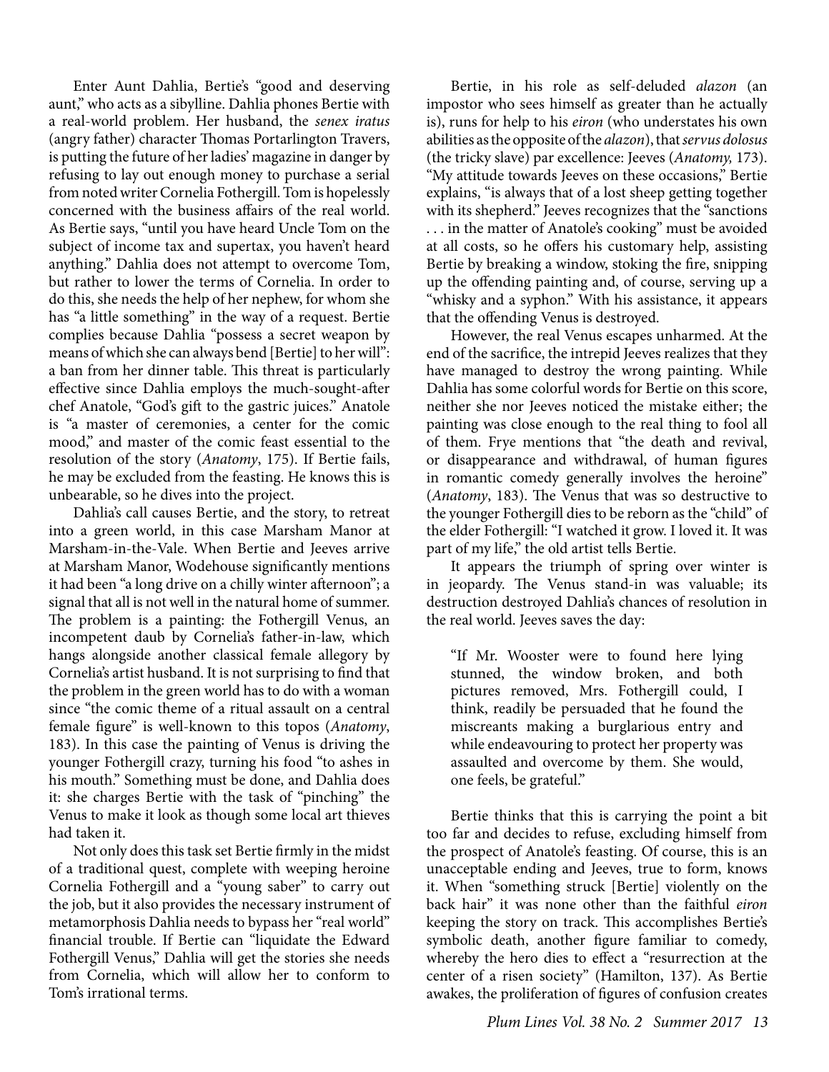Enter Aunt Dahlia, Bertie's "good and deserving aunt," who acts as a sibylline. Dahlia phones Bertie with a real-world problem. Her husband, the *senex iratus* (angry father) character Thomas Portarlington Travers, is putting the future of her ladies' magazine in danger by refusing to lay out enough money to purchase a serial from noted writer Cornelia Fothergill. Tom is hopelessly concerned with the business affairs of the real world. As Bertie says, "until you have heard Uncle Tom on the subject of income tax and supertax, you haven't heard anything." Dahlia does not attempt to overcome Tom, but rather to lower the terms of Cornelia. In order to do this, she needs the help of her nephew, for whom she has "a little something" in the way of a request. Bertie complies because Dahlia "possess a secret weapon by means of which she can always bend [Bertie] to her will": a ban from her dinner table. This threat is particularly effective since Dahlia employs the much-sought-after chef Anatole, "God's gift to the gastric juices." Anatole is "a master of ceremonies, a center for the comic mood," and master of the comic feast essential to the resolution of the story (*Anatomy*, 175). If Bertie fails, he may be excluded from the feasting. He knows this is unbearable, so he dives into the project.

Dahlia's call causes Bertie, and the story, to retreat into a green world, in this case Marsham Manor at Marsham-in-the-Vale. When Bertie and Jeeves arrive at Marsham Manor, Wodehouse significantly mentions it had been "a long drive on a chilly winter afternoon"; a signal that all is not well in the natural home of summer. The problem is a painting: the Fothergill Venus, an incompetent daub by Cornelia's father-in-law, which hangs alongside another classical female allegory by Cornelia's artist husband. It is not surprising to find that the problem in the green world has to do with a woman since "the comic theme of a ritual assault on a central female figure" is well-known to this topos (*Anatomy*, 183). In this case the painting of Venus is driving the younger Fothergill crazy, turning his food "to ashes in his mouth." Something must be done, and Dahlia does it: she charges Bertie with the task of "pinching" the Venus to make it look as though some local art thieves had taken it.

Not only does this task set Bertie firmly in the midst of a traditional quest, complete with weeping heroine Cornelia Fothergill and a "young saber" to carry out the job, but it also provides the necessary instrument of metamorphosis Dahlia needs to bypass her "real world" financial trouble. If Bertie can "liquidate the Edward Fothergill Venus," Dahlia will get the stories she needs from Cornelia, which will allow her to conform to Tom's irrational terms.

Bertie, in his role as self-deluded *alazon* (an impostor who sees himself as greater than he actually is), runs for help to his *eiron* (who understates his own abilities as the opposite of the *alazon*), that *servus dolosus* (the tricky slave) par excellence: Jeeves (*Anatomy,* 173). "My attitude towards Jeeves on these occasions," Bertie explains, "is always that of a lost sheep getting together with its shepherd." Jeeves recognizes that the "sanctions . . . in the matter of Anatole's cooking" must be avoided at all costs, so he offers his customary help, assisting Bertie by breaking a window, stoking the fire, snipping up the offending painting and, of course, serving up a "whisky and a syphon." With his assistance, it appears that the offending Venus is destroyed.

However, the real Venus escapes unharmed. At the end of the sacrifice, the intrepid Jeeves realizes that they have managed to destroy the wrong painting. While Dahlia has some colorful words for Bertie on this score, neither she nor Jeeves noticed the mistake either; the painting was close enough to the real thing to fool all of them. Frye mentions that "the death and revival, or disappearance and withdrawal, of human figures in romantic comedy generally involves the heroine" (*Anatomy*, 183). The Venus that was so destructive to the younger Fothergill dies to be reborn as the "child" of the elder Fothergill: "I watched it grow. I loved it. It was part of my life," the old artist tells Bertie.

It appears the triumph of spring over winter is in jeopardy. The Venus stand-in was valuable; its destruction destroyed Dahlia's chances of resolution in the real world. Jeeves saves the day:

> "If Mr. Wooster were to found here lying stunned, the window broken, and both pictures removed, Mrs. Fothergill could, I think, readily be persuaded that he found the miscreants making a burglarious entry and while endeavouring to protect her property was assaulted and overcome by them. She would, one feels, be grateful."

Bertie thinks that this is carrying the point a bit too far and decides to refuse, excluding himself from the prospect of Anatole's feasting. Of course, this is an unacceptable ending and Jeeves, true to form, knows it. When "something struck [Bertie] violently on the back hair" it was none other than the faithful *eiron* keeping the story on track. This accomplishes Bertie's symbolic death, another figure familiar to comedy, whereby the hero dies to effect a "resurrection at the center of a risen society" (Hamilton, 137). As Bertie awakes, the proliferation of figures of confusion creates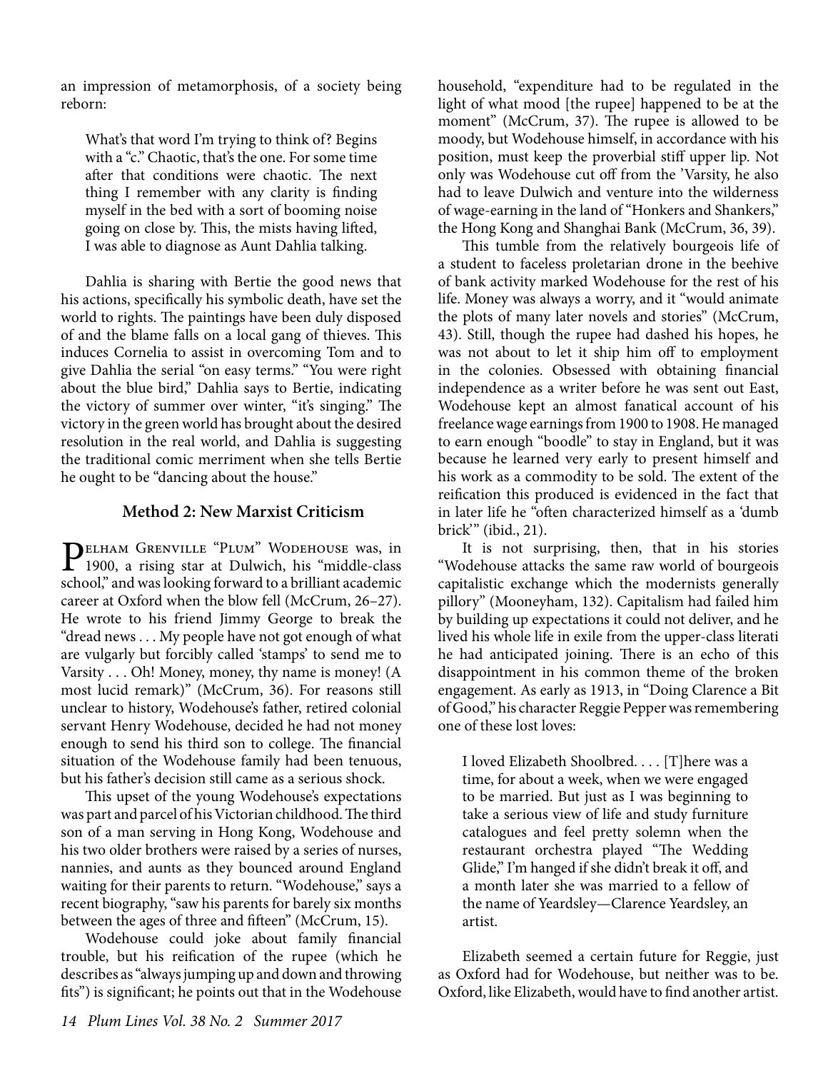an impression of metamorphosis, of a society being reborn:

> What's that word I'm trying to think of? Begins with a "c." Chaotic, that's the one. For some time after that conditions were chaotic. The next thing I remember with any clarity is finding myself in the bed with a sort of booming noise going on close by. This, the mists having lifted, I was able to diagnose as Aunt Dahlia talking.

Dahlia is sharing with Bertie the good news that his actions, specifically his symbolic death, have set the world to rights. The paintings have been duly disposed of and the blame falls on a local gang of thieves. This induces Cornelia to assist in overcoming Tom and to give Dahlia the serial "on easy terms." "You were right about the blue bird," Dahlia says to Bertie, indicating the victory of summer over winter, "it's singing." The victory in the green world has brought about the desired resolution in the real world, and Dahlia is suggesting the traditional comic merriment when she tells Bertie he ought to be "dancing about the house."

### Method 2: New Marxist Criticism

Pelham Grenville "Plum" Wodehouse was, in 1900, a rising star at Dulwich, his "middle-class school," and was looking forward to a brilliant academic career at Oxford when the blow fell (McCrum, 26–27). He wrote to his friend Jimmy George to break the "dread news . . . My people have not got enough of what are vulgarly but forcibly called 'stamps' to send me to Varsity . . . Oh! Money, money, thy name is money! (A most lucid remark)" (McCrum, 36). For reasons still unclear to history, Wodehouse's father, retired colonial servant Henry Wodehouse, decided he had not money enough to send his third son to college. The financial situation of the Wodehouse family had been tenuous, but his father's decision still came as a serious shock.

This upset of the young Wodehouse's expectations was part and parcel of his Victorian childhood. The third son of a man serving in Hong Kong, Wodehouse and his two older brothers were raised by a series of nurses, nannies, and aunts as they bounced around England waiting for their parents to return. "Wodehouse," says a recent biography, "saw his parents for barely six months between the ages of three and fifteen" (McCrum, 15).

Wodehouse could joke about family financial trouble, but his reification of the rupee (which he describes as "always jumping up and down and throwing fits") is significant; he points out that in the Wodehouse household, "expenditure had to be regulated in the light of what mood [the rupee] happened to be at the moment" (McCrum, 37). The rupee is allowed to be moody, but Wodehouse himself, in accordance with his position, must keep the proverbial stiff upper lip. Not only was Wodehouse cut off from the 'Varsity, he also had to leave Dulwich and venture into the wilderness of wage-earning in the land of "Honkers and Shankers," the Hong Kong and Shanghai Bank (McCrum, 36, 39).

This tumble from the relatively bourgeois life of a student to faceless proletarian drone in the beehive of bank activity marked Wodehouse for the rest of his life. Money was always a worry, and it "would animate the plots of many later novels and stories" (McCrum, 43). Still, though the rupee had dashed his hopes, he was not about to let it ship him off to employment in the colonies. Obsessed with obtaining financial independence as a writer before he was sent out East, Wodehouse kept an almost fanatical account of his freelance wage earnings from 1900 to 1908. He managed to earn enough "boodle" to stay in England, but it was because he learned very early to present himself and his work as a commodity to be sold. The extent of the reification this produced is evidenced in the fact that in later life he "often characterized himself as a 'dumb brick'" (ibid., 21).

It is not surprising, then, that in his stories "Wodehouse attacks the same raw world of bourgeois capitalistic exchange which the modernists generally pillory" (Mooneyham, 132). Capitalism had failed him by building up expectations it could not deliver, and he lived his whole life in exile from the upper-class literati he had anticipated joining. There is an echo of this disappointment in his common theme of the broken engagement. As early as 1913, in "Doing Clarence a Bit of Good," his character Reggie Pepper was remembering one of these lost loves:

> I loved Elizabeth Shoolbred. . . . [T]here was a time, for about a week, when we were engaged to be married. But just as I was beginning to take a serious view of life and study furniture catalogues and feel pretty solemn when the restaurant orchestra played "The Wedding Glide," I'm hanged if she didn't break it off, and a month later she was married to a fellow of the name of Yeardsley—Clarence Yeardsley, an artist.

Elizabeth seemed a certain future for Reggie, just as Oxford had for Wodehouse, but neither was to be. Oxford, like Elizabeth, would have to find another artist.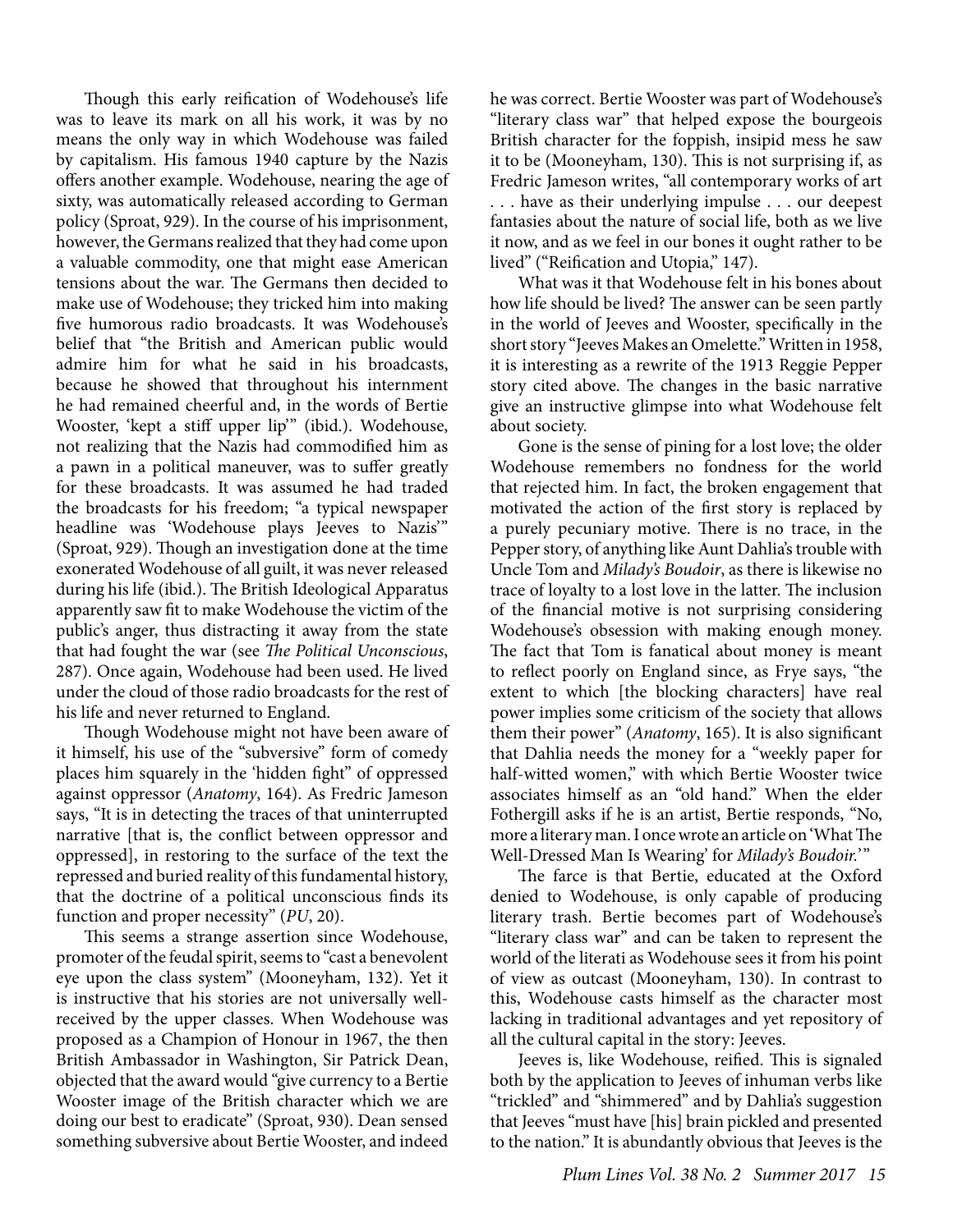Though this early reification of Wodehouse's life was to leave its mark on all his work, it was by no means the only way in which Wodehouse was failed by capitalism. His famous 1940 capture by the Nazis offers another example. Wodehouse, nearing the age of sixty, was automatically released according to German policy (Sproat, 929). In the course of his imprisonment, however, the Germans realized that they had come upon a valuable commodity, one that might ease American tensions about the war. The Germans then decided to make use of Wodehouse; they tricked him into making five humorous radio broadcasts. It was Wodehouse's belief that "the British and American public would admire him for what he said in his broadcasts, because he showed that throughout his internment he had remained cheerful and, in the words of Bertie Wooster, 'kept a stiff upper lip'" (ibid.). Wodehouse, not realizing that the Nazis had commodified him as a pawn in a political maneuver, was to suffer greatly for these broadcasts. It was assumed he had traded the broadcasts for his freedom; "a typical newspaper headline was 'Wodehouse plays Jeeves to Nazis'" (Sproat, 929). Though an investigation done at the time exonerated Wodehouse of all guilt, it was never released during his life (ibid.). The British Ideological Apparatus apparently saw fit to make Wodehouse the victim of the public's anger, thus distracting it away from the state that had fought the war (see *The Political Unconscious*, 287). Once again, Wodehouse had been used. He lived under the cloud of those radio broadcasts for the rest of his life and never returned to England.

Though Wodehouse might not have been aware of it himself, his use of the "subversive" form of comedy places him squarely in the 'hidden fight" of oppressed against oppressor (*Anatomy*, 164). As Fredric Jameson says, "It is in detecting the traces of that uninterrupted narrative [that is, the conflict between oppressor and oppressed], in restoring to the surface of the text the repressed and buried reality of this fundamental history, that the doctrine of a political unconscious finds its function and proper necessity" (*PU*, 20).

This seems a strange assertion since Wodehouse, promoter of the feudal spirit, seems to "cast a benevolent eye upon the class system" (Mooneyham, 132). Yet it is instructive that his stories are not universally well-received by the upper classes. When Wodehouse was proposed as a Champion of Honour in 1967, the then British Ambassador in Washington, Sir Patrick Dean, objected that the award would "give currency to a Bertie Wooster image of the British character which we are doing our best to eradicate" (Sproat, 930). Dean sensed something subversive about Bertie Wooster, and indeed he was correct. Bertie Wooster was part of Wodehouse's "literary class war" that helped expose the bourgeois British character for the foppish, insipid mess he saw it to be (Mooneyham, 130). This is not surprising if, as Fredric Jameson writes, "all contemporary works of art . . . have as their underlying impulse . . . our deepest fantasies about the nature of social life, both as we live it now, and as we feel in our bones it ought rather to be lived" ("Reification and Utopia," 147).

What was it that Wodehouse felt in his bones about how life should be lived? The answer can be seen partly in the world of Jeeves and Wooster, specifically in the short story "Jeeves Makes an Omelette." Written in 1958, it is interesting as a rewrite of the 1913 Reggie Pepper story cited above. The changes in the basic narrative give an instructive glimpse into what Wodehouse felt about society.

Gone is the sense of pining for a lost love; the older Wodehouse remembers no fondness for the world that rejected him. In fact, the broken engagement that motivated the action of the first story is replaced by a purely pecuniary motive. There is no trace, in the Pepper story, of anything like Aunt Dahlia's trouble with Uncle Tom and *Milady's Boudoir*, as there is likewise no trace of loyalty to a lost love in the latter. The inclusion of the financial motive is not surprising considering Wodehouse's obsession with making enough money. The fact that Tom is fanatical about money is meant to reflect poorly on England since, as Frye says, "the extent to which [the blocking characters] have real power implies some criticism of the society that allows them their power" (*Anatomy*, 165). It is also significant that Dahlia needs the money for a "weekly paper for half-witted women," with which Bertie Wooster twice associates himself as an "old hand." When the elder Fothergill asks if he is an artist, Bertie responds, "No, more a literary man. I once wrote an article on 'What The Well-Dressed Man Is Wearing' for *Milady's Boudoir.*'"

The farce is that Bertie, educated at the Oxford denied to Wodehouse, is only capable of producing literary trash. Bertie becomes part of Wodehouse's "literary class war" and can be taken to represent the world of the literati as Wodehouse sees it from his point of view as outcast (Mooneyham, 130). In contrast to this, Wodehouse casts himself as the character most lacking in traditional advantages and yet repository of all the cultural capital in the story: Jeeves.

Jeeves is, like Wodehouse, reified. This is signaled both by the application to Jeeves of inhuman verbs like "trickled" and "shimmered" and by Dahlia's suggestion that Jeeves "must have [his] brain pickled and presented to the nation." It is abundantly obvious that Jeeves is the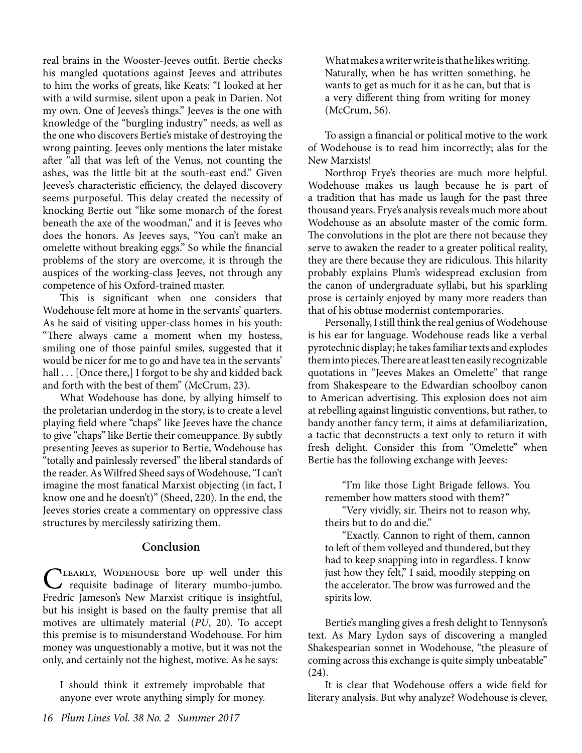real brains in the Wooster-Jeeves outfit. Bertie checks his mangled quotations against Jeeves and attributes to him the works of greats, like Keats: "I looked at her with a wild surmise, silent upon a peak in Darien. Not my own. One of Jeeves's things." Jeeves is the one with knowledge of the "burgling industry" needs, as well as the one who discovers Bertie's mistake of destroying the wrong painting. Jeeves only mentions the later mistake after "all that was left of the Venus, not counting the ashes, was the little bit at the south-east end." Given Jeeves's characteristic efficiency, the delayed discovery seems purposeful. This delay created the necessity of knocking Bertie out "like some monarch of the forest beneath the axe of the woodman," and it is Jeeves who does the honors. As Jeeves says, "You can't make an omelette without breaking eggs." So while the financial problems of the story are overcome, it is through the auspices of the working-class Jeeves, not through any competence of his Oxford-trained master.

This is significant when one considers that Wodehouse felt more at home in the servants' quarters. As he said of visiting upper-class homes in his youth: "There always came a moment when my hostess, smiling one of those painful smiles, suggested that it would be nicer for me to go and have tea in the servants' hall . . . [Once there,] I forgot to be shy and kidded back and forth with the best of them" (McCrum, 23).

What Wodehouse has done, by allying himself to the proletarian underdog in the story, is to create a level playing field where "chaps" like Jeeves have the chance to give "chaps" like Bertie their comeuppance. By subtly presenting Jeeves as superior to Bertie, Wodehouse has "totally and painlessly reversed" the liberal standards of the reader. As Wilfred Sheed says of Wodehouse, "I can't imagine the most fanatical Marxist objecting (in fact, I know one and he doesn't)" (Sheed, 220). In the end, the Jeeves stories create a commentary on oppressive class structures by mercilessly satirizing them.

## Conclusion

Clearly, Wodehouse bore up well under this requisite badinage of literary mumbo-jumbo. Fredric Jameson's New Marxist critique is insightful, but his insight is based on the faulty premise that all motives are ultimately material (*PU*, 20). To accept this premise is to misunderstand Wodehouse. For him money was unquestionably a motive, but it was not the only, and certainly not the highest, motive. As he says:

> I should think it extremely improbable that anyone ever wrote anything simply for money. What makes a writer write is that he likes writing. Naturally, when he has written something, he wants to get as much for it as he can, but that is a very different thing from writing for money (McCrum, 56).

To assign a financial or political motive to the work of Wodehouse is to read him incorrectly; alas for the New Marxists!

Northrop Frye's theories are much more helpful. Wodehouse makes us laugh because he is part of a tradition that has made us laugh for the past three thousand years. Frye's analysis reveals much more about Wodehouse as an absolute master of the comic form. The convolutions in the plot are there not because they serve to awaken the reader to a greater political reality, they are there because they are ridiculous. This hilarity probably explains Plum's widespread exclusion from the canon of undergraduate syllabi, but his sparkling prose is certainly enjoyed by many more readers than that of his obtuse modernist contemporaries.

Personally, I still think the real genius of Wodehouse is his ear for language. Wodehouse reads like a verbal pyrotechnic display; he takes familiar texts and explodes them into pieces. There are at least ten easily recognizable quotations in "Jeeves Makes an Omelette" that range from Shakespeare to the Edwardian schoolboy canon to American advertising. This explosion does not aim at rebelling against linguistic conventions, but rather, to bandy another fancy term, it aims at defamiliarization, a tactic that deconstructs a text only to return it with fresh delight. Consider this from "Omelette" when Bertie has the following exchange with Jeeves:

> "I'm like those Light Brigade fellows. You remember how matters stood with them?"
>
> "Very vividly, sir. Theirs not to reason why, theirs but to do and die."
>
> "Exactly. Cannon to right of them, cannon to left of them volleyed and thundered, but they had to keep snapping into in regardless. I know just how they felt," I said, moodily stepping on the accelerator. The brow was furrowed and the spirits low.

Bertie's mangling gives a fresh delight to Tennyson's text. As Mary Lydon says of discovering a mangled Shakespearian sonnet in Wodehouse, "the pleasure of coming across this exchange is quite simply unbeatable" (24).

It is clear that Wodehouse offers a wide field for literary analysis. But why analyze? Wodehouse is clever,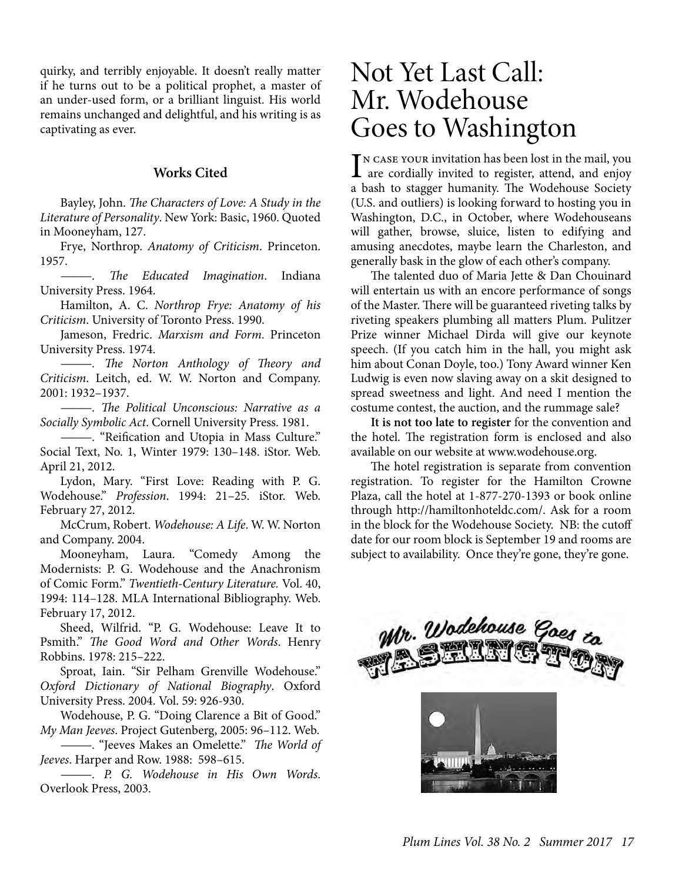quirky, and terribly enjoyable. It doesn't really matter if he turns out to be a political prophet, a master of an under-used form, or a brilliant linguist. His world remains unchanged and delightful, and his writing is as captivating as ever.

### Works Cited

Bayley, John. *The Characters of Love: A Study in the Literature of Personality*. New York: Basic, 1960. Quoted in Mooneyham, 127.

Frye, Northrop. *Anatomy of Criticism*. Princeton. 1957.

———. *The Educated Imagination*. Indiana University Press. 1964.

Hamilton, A. C. *Northrop Frye: Anatomy of his Criticism*. University of Toronto Press. 1990.

Jameson, Fredric. *Marxism and Form*. Princeton University Press. 1974.

———. *The Norton Anthology of Theory and Criticism*. Leitch, ed. W. W. Norton and Company. 2001: 1932–1937.

———. *The Political Unconscious: Narrative as a Socially Symbolic Act*. Cornell University Press. 1981.

———. "Reification and Utopia in Mass Culture." Social Text, No. 1, Winter 1979: 130–148. iStor. Web. April 21, 2012.

Lydon, Mary. "First Love: Reading with P. G. Wodehouse." *Profession*. 1994: 21–25. iStor. Web. February 27, 2012.

McCrum, Robert. *Wodehouse: A Life*. W. W. Norton and Company. 2004.

Mooneyham, Laura. "Comedy Among the Modernists: P. G. Wodehouse and the Anachronism of Comic Form." *Twentieth-Century Literature.* Vol. 40, 1994: 114–128. MLA International Bibliography. Web. February 17, 2012.

Sheed, Wilfrid. "P. G. Wodehouse: Leave It to Psmith." *The Good Word and Other Words*. Henry Robbins. 1978: 215–222.

Sproat, Iain. "Sir Pelham Grenville Wodehouse." *Oxford Dictionary of National Biography*. Oxford University Press. 2004. Vol. 59: 926-930.

Wodehouse, P. G. "Doing Clarence a Bit of Good." *My Man Jeeves*. Project Gutenberg, 2005: 96–112. Web.

———. "Jeeves Makes an Omelette." *The World of Jeeves*. Harper and Row. 1988: 598–615.

———. *P. G. Wodehouse in His Own Words*. Overlook Press, 2003.

# Not Yet Last Call: Mr. Wodehouse Goes to Washington

In case your invitation has been lost in the mail, you are cordially invited to register, attend, and enjoy a bash to stagger humanity. The Wodehouse Society (U.S. and outliers) is looking forward to hosting you in Washington, D.C., in October, where Wodehouseans will gather, browse, sluice, listen to edifying and amusing anecdotes, maybe learn the Charleston, and generally bask in the glow of each other's company.

The talented duo of Maria Jette & Dan Chouinard will entertain us with an encore performance of songs of the Master. There will be guaranteed riveting talks by riveting speakers plumbing all matters Plum. Pulitzer Prize winner Michael Dirda will give our keynote speech. (If you catch him in the hall, you might ask him about Conan Doyle, too.) Tony Award winner Ken Ludwig is even now slaving away on a skit designed to spread sweetness and light. And need I mention the costume contest, the auction, and the rummage sale?

**It is not too late to register** for the convention and the hotel. The registration form is enclosed and also available on our website at www.wodehouse.org.

The hotel registration is separate from convention registration. To register for the Hamilton Crowne Plaza, call the hotel at 1-877-270-1393 or book online through http://hamiltonhoteldc.com/. Ask for a room in the block for the Wodehouse Society. NB: the cutoff date for our room block is September 19 and rooms are subject to availability. Once they're gone, they're gone.

Mr. Wodehouse Goes to Washington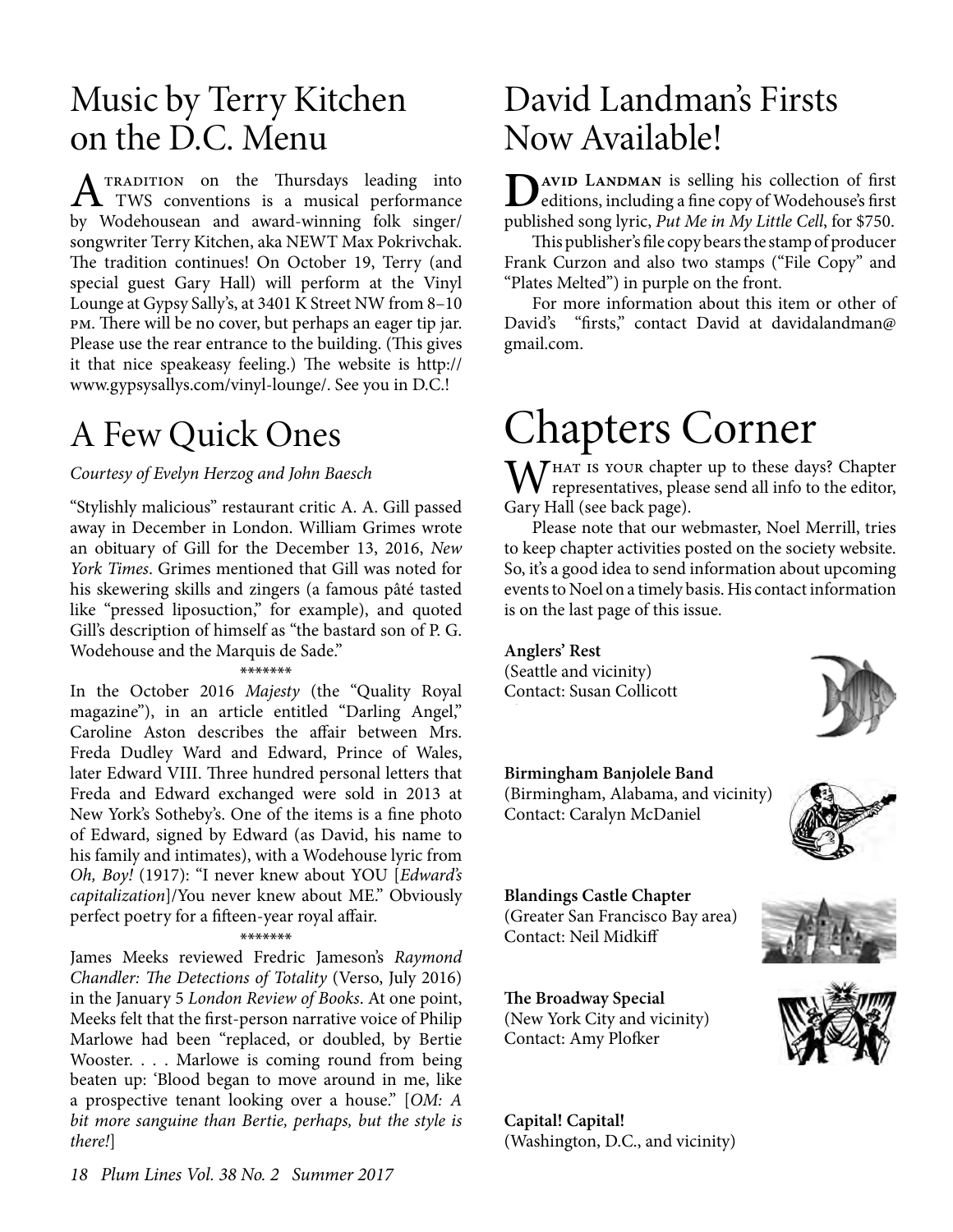## Music by Terry Kitchen on the D.C. Menu

A tradition on the Thursdays leading into TWS conventions is a musical performance by Wodehousean and award-winning folk singer/songwriter Terry Kitchen, aka NEWT Max Pokrivchak. The tradition continues! On October 19, Terry (and special guest Gary Hall) will perform at the Vinyl Lounge at Gypsy Sally's, at 3401 K Street NW from 8–10 pm. There will be no cover, but perhaps an eager tip jar. Please use the rear entrance to the building. (This gives it that nice speakeasy feeling.) The website is http://www.gypsysallys.com/vinyl-lounge/. See you in D.C.!

## A Few Quick Ones

*Courtesy of Evelyn Herzog and John Baesch*

"Stylishly malicious" restaurant critic A. A. Gill passed away in December in London. William Grimes wrote an obituary of Gill for the December 13, 2016, *New York Times*. Grimes mentioned that Gill was noted for his skewering skills and zingers (a famous pâté tasted like "pressed liposuction," for example), and quoted Gill's description of himself as "the bastard son of P. G. Wodehouse and the Marquis de Sade."

\*\*\*\*\*\*\*

In the October 2016 *Majesty* (the "Quality Royal magazine"), in an article entitled "Darling Angel," Caroline Aston describes the affair between Mrs. Freda Dudley Ward and Edward, Prince of Wales, later Edward VIII. Three hundred personal letters that Freda and Edward exchanged were sold in 2013 at New York's Sotheby's. One of the items is a fine photo of Edward, signed by Edward (as David, his name to his family and intimates), with a Wodehouse lyric from *Oh, Boy!* (1917): "I never knew about YOU [*Edward's capitalization*]/You never knew about ME." Obviously perfect poetry for a fifteen-year royal affair.

\*\*\*\*\*\*\*

James Meeks reviewed Fredric Jameson's *Raymond Chandler: The Detections of Totality* (Verso, July 2016) in the January 5 *London Review of Books*. At one point, Meeks felt that the first-person narrative voice of Philip Marlowe had been "replaced, or doubled, by Bertie Wooster. . . . Marlowe is coming round from being beaten up: 'Blood began to move around in me, like a prospective tenant looking over a house.'" [*OM: A bit more sanguine than Bertie, perhaps, but the style is there!*]

## David Landman's Firsts Now Available!

David Landman is selling his collection of first editions, including a fine copy of Wodehouse's first published song lyric, *Put Me in My Little Cell*, for $750.

This publisher's file copy bears the stamp of producer Frank Curzon and also two stamps ("File Copy" and "Plates Melted") in purple on the front.

For more information about this item or other of David's "firsts," contact David at davidalandman@gmail.com.

# Chapters Corner

What is your chapter up to these days? Chapter representatives, please send all info to the editor, Gary Hall (see back page).

Please note that our webmaster, Noel Merrill, tries to keep chapter activities posted on the society website. So, it's a good idea to send information about upcoming events to Noel on a timely basis. His contact information is on the last page of this issue.

**Anglers' Rest**
(Seattle and vicinity)
Contact: Susan Collicott

**Birmingham Banjolele Band**
(Birmingham, Alabama, and vicinity)
Contact: Caralyn McDaniel

**Blandings Castle Chapter**
(Greater San Francisco Bay area)
Contact: Neil Midkiff

**The Broadway Special**
(New York City and vicinity)
Contact: Amy Plofker

**Capital! Capital!**
(Washington, D.C., and vicinity)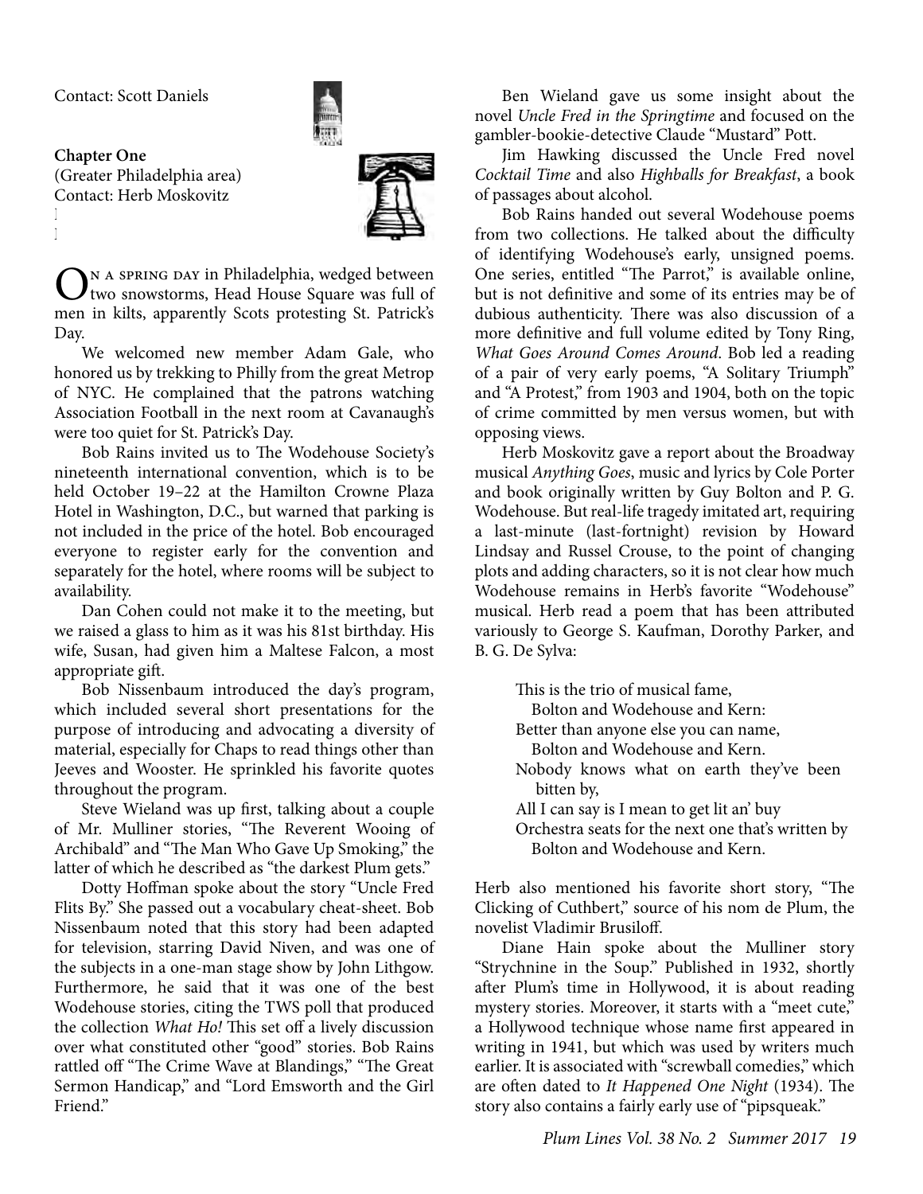Contact: Scott Daniels

**Chapter One**
(Greater Philadelphia area)
Contact: Herb Moskovitz

On a spring day in Philadelphia, wedged between two snowstorms, Head House Square was full of men in kilts, apparently Scots protesting St. Patrick's Day.

We welcomed new member Adam Gale, who honored us by trekking to Philly from the great Metrop of NYC. He complained that the patrons watching Association Football in the next room at Cavanaugh's were too quiet for St. Patrick's Day.

Bob Rains invited us to The Wodehouse Society's nineteenth international convention, which is to be held October 19–22 at the Hamilton Crowne Plaza Hotel in Washington, D.C., but warned that parking is not included in the price of the hotel. Bob encouraged everyone to register early for the convention and separately for the hotel, where rooms will be subject to availability.

Dan Cohen could not make it to the meeting, but we raised a glass to him as it was his 81st birthday. His wife, Susan, had given him a Maltese Falcon, a most appropriate gift.

Bob Nissenbaum introduced the day's program, which included several short presentations for the purpose of introducing and advocating a diversity of material, especially for Chaps to read things other than Jeeves and Wooster. He sprinkled his favorite quotes throughout the program.

Steve Wieland was up first, talking about a couple of Mr. Mulliner stories, "The Reverent Wooing of Archibald" and "The Man Who Gave Up Smoking," the latter of which he described as "the darkest Plum gets."

Dotty Hoffman spoke about the story "Uncle Fred Flits By." She passed out a vocabulary cheat-sheet. Bob Nissenbaum noted that this story had been adapted for television, starring David Niven, and was one of the subjects in a one-man stage show by John Lithgow. Furthermore, he said that it was one of the best Wodehouse stories, citing the TWS poll that produced the collection *What Ho!* This set off a lively discussion over what constituted other "good" stories. Bob Rains rattled off "The Crime Wave at Blandings," "The Great Sermon Handicap," and "Lord Emsworth and the Girl Friend."

Ben Wieland gave us some insight about the novel *Uncle Fred in the Springtime* and focused on the gambler-bookie-detective Claude "Mustard" Pott.

Jim Hawking discussed the Uncle Fred novel *Cocktail Time* and also *Highballs for Breakfast*, a book of passages about alcohol.

Bob Rains handed out several Wodehouse poems from two collections. He talked about the difficulty of identifying Wodehouse's early, unsigned poems. One series, entitled "The Parrot," is available online, but is not definitive and some of its entries may be of dubious authenticity. There was also discussion of a more definitive and full volume edited by Tony Ring, *What Goes Around Comes Around*. Bob led a reading of a pair of very early poems, "A Solitary Triumph" and "A Protest," from 1903 and 1904, both on the topic of crime committed by men versus women, but with opposing views.

Herb Moskovitz gave a report about the Broadway musical *Anything Goes*, music and lyrics by Cole Porter and book originally written by Guy Bolton and P. G. Wodehouse. But real-life tragedy imitated art, requiring a last-minute (last-fortnight) revision by Howard Lindsay and Russel Crouse, to the point of changing plots and adding characters, so it is not clear how much Wodehouse remains in Herb's favorite "Wodehouse" musical. Herb read a poem that has been attributed variously to George S. Kaufman, Dorothy Parker, and B. G. De Sylva:

> This is the trio of musical fame,
> Bolton and Wodehouse and Kern:
> Better than anyone else you can name,
> Bolton and Wodehouse and Kern.
> Nobody knows what on earth they've been bitten by,
> All I can say is I mean to get lit an' buy
> Orchestra seats for the next one that's written by
> Bolton and Wodehouse and Kern.

Herb also mentioned his favorite short story, "The Clicking of Cuthbert," source of his nom de Plum, the novelist Vladimir Brusiloff.

Diane Hain spoke about the Mulliner story "Strychnine in the Soup." Published in 1932, shortly after Plum's time in Hollywood, it is about reading mystery stories. Moreover, it starts with a "meet cute," a Hollywood technique whose name first appeared in writing in 1941, but which was used by writers much earlier. It is associated with "screwball comedies," which are often dated to *It Happened One Night* (1934). The story also contains a fairly early use of "pipsqueak."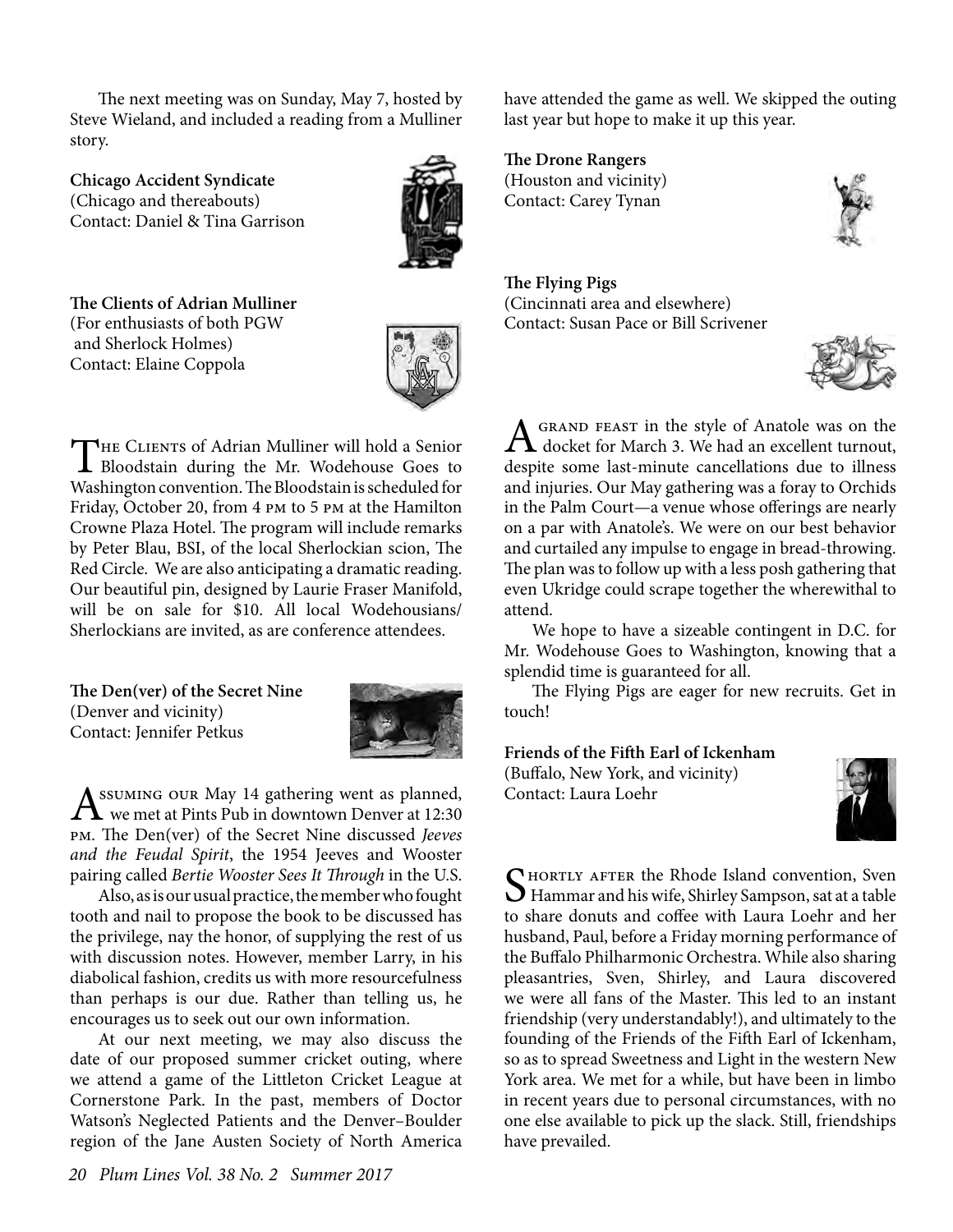The next meeting was on Sunday, May 7, hosted by Steve Wieland, and included a reading from a Mulliner story.

**Chicago Accident Syndicate**
(Chicago and thereabouts)
Contact: Daniel & Tina Garrison

**The Clients of Adrian Mulliner**
(For enthusiasts of both PGW and Sherlock Holmes)
Contact: Elaine Coppola

The Clients of Adrian Mulliner will hold a Senior Bloodstain during the Mr. Wodehouse Goes to Washington convention. The Bloodstain is scheduled for Friday, October 20, from 4 pm to 5 pm at the Hamilton Crowne Plaza Hotel. The program will include remarks by Peter Blau, BSI, of the local Sherlockian scion, The Red Circle. We are also anticipating a dramatic reading. Our beautiful pin, designed by Laurie Fraser Manifold, will be on sale for $10. All local Wodehousians/Sherlockians are invited, as are conference attendees.

**The Den(ver) of the Secret Nine**
(Denver and vicinity)
Contact: Jennifer Petkus

Assuming our May 14 gathering went as planned, we met at Pints Pub in downtown Denver at 12:30 pm. The Den(ver) of the Secret Nine discussed *Jeeves and the Feudal Spirit*, the 1954 Jeeves and Wooster pairing called *Bertie Wooster Sees It Through* in the U.S.

Also, as is our usual practice, the member who fought tooth and nail to propose the book to be discussed has the privilege, nay the honor, of supplying the rest of us with discussion notes. However, member Larry, in his diabolical fashion, credits us with more resourcefulness than perhaps is our due. Rather than telling us, he encourages us to seek out our own information.

At our next meeting, we may also discuss the date of our proposed summer cricket outing, where we attend a game of the Littleton Cricket League at Cornerstone Park. In the past, members of Doctor Watson's Neglected Patients and the Denver–Boulder region of the Jane Austen Society of North America have attended the game as well. We skipped the outing last year but hope to make it up this year.

**The Drone Rangers**
(Houston and vicinity)
Contact: Carey Tynan

**The Flying Pigs**
(Cincinnati area and elsewhere)
Contact: Susan Pace or Bill Scrivener

A grand feast in the style of Anatole was on the docket for March 3. We had an excellent turnout, despite some last-minute cancellations due to illness and injuries. Our May gathering was a foray to Orchids in the Palm Court—a venue whose offerings are nearly on a par with Anatole's. We were on our best behavior and curtailed any impulse to engage in bread-throwing. The plan was to follow up with a less posh gathering that even Ukridge could scrape together the wherewithal to attend.

We hope to have a sizeable contingent in D.C. for Mr. Wodehouse Goes to Washington, knowing that a splendid time is guaranteed for all.

The Flying Pigs are eager for new recruits. Get in touch!

**Friends of the Fifth Earl of Ickenham**
(Buffalo, New York, and vicinity)
Contact: Laura Loehr

Shortly after the Rhode Island convention, Sven Hammar and his wife, Shirley Sampson, sat at a table to share donuts and coffee with Laura Loehr and her husband, Paul, before a Friday morning performance of the Buffalo Philharmonic Orchestra. While also sharing pleasantries, Sven, Shirley, and Laura discovered we were all fans of the Master. This led to an instant friendship (very understandably!), and ultimately to the founding of the Friends of the Fifth Earl of Ickenham, so as to spread Sweetness and Light in the western New York area. We met for a while, but have been in limbo in recent years due to personal circumstances, with no one else available to pick up the slack. Still, friendships have prevailed.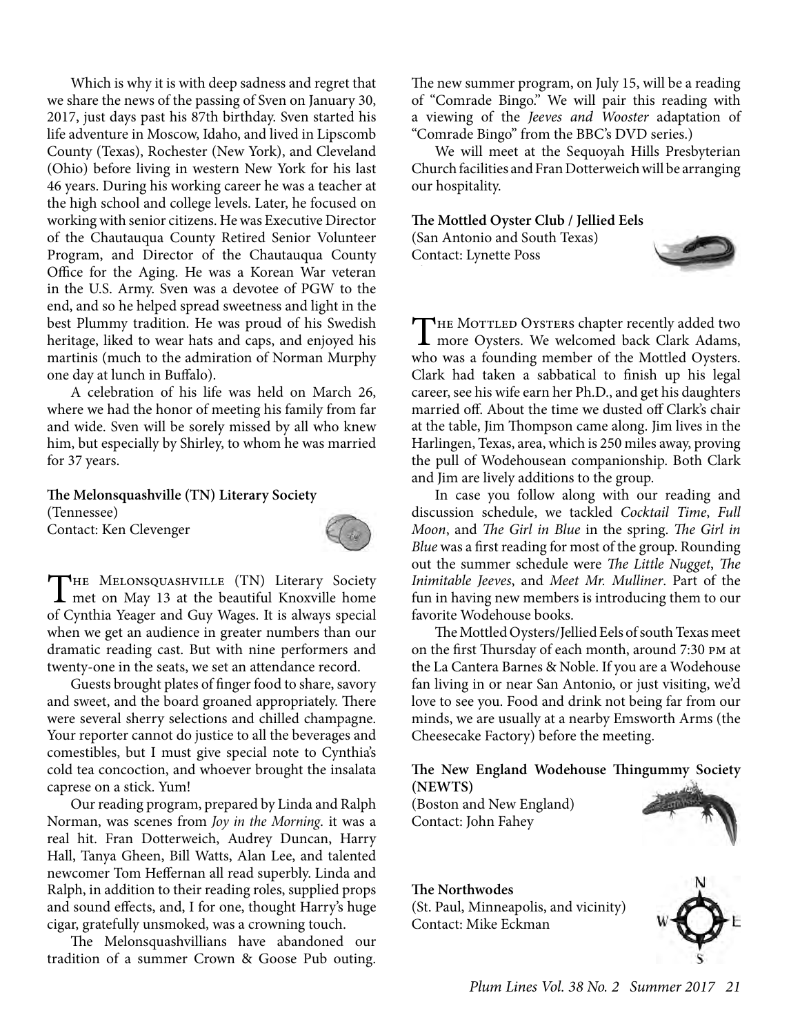Which is why it is with deep sadness and regret that we share the news of the passing of Sven on January 30, 2017, just days past his 87th birthday. Sven started his life adventure in Moscow, Idaho, and lived in Lipscomb County (Texas), Rochester (New York), and Cleveland (Ohio) before living in western New York for his last 46 years. During his working career he was a teacher at the high school and college levels. Later, he focused on working with senior citizens. He was Executive Director of the Chautauqua County Retired Senior Volunteer Program, and Director of the Chautauqua County Office for the Aging. He was a Korean War veteran in the U.S. Army. Sven was a devotee of PGW to the end, and so he helped spread sweetness and light in the best Plummy tradition. He was proud of his Swedish heritage, liked to wear hats and caps, and enjoyed his martinis (much to the admiration of Norman Murphy one day at lunch in Buffalo).

A celebration of his life was held on March 26, where we had the honor of meeting his family from far and wide. Sven will be sorely missed by all who knew him, but especially by Shirley, to whom he was married for 37 years.

**The Melonsquashville (TN) Literary Society**
(Tennessee)
Contact: Ken Clevenger

The Melonsquashville (TN) Literary Society met on May 13 at the beautiful Knoxville home of Cynthia Yeager and Guy Wages. It is always special when we get an audience in greater numbers than our dramatic reading cast. But with nine performers and twenty-one in the seats, we set an attendance record.

Guests brought plates of finger food to share, savory and sweet, and the board groaned appropriately. There were several sherry selections and chilled champagne. Your reporter cannot do justice to all the beverages and comestibles, but I must give special note to Cynthia's cold tea concoction, and whoever brought the insalata caprese on a stick. Yum!

Our reading program, prepared by Linda and Ralph Norman, was scenes from *Joy in the Morning*. it was a real hit. Fran Dotterweich, Audrey Duncan, Harry Hall, Tanya Gheen, Bill Watts, Alan Lee, and talented newcomer Tom Heffernan all read superbly. Linda and Ralph, in addition to their reading roles, supplied props and sound effects, and, I for one, thought Harry's huge cigar, gratefully unsmoked, was a crowning touch.

The Melonsquashvillians have abandoned our tradition of a summer Crown & Goose Pub outing. The new summer program, on July 15, will be a reading of "Comrade Bingo." We will pair this reading with a viewing of the *Jeeves and Wooster* adaptation of "Comrade Bingo" from the BBC's DVD series.)

We will meet at the Sequoyah Hills Presbyterian Church facilities and Fran Dotterweich will be arranging our hospitality.

**The Mottled Oyster Club / Jellied Eels**
(San Antonio and South Texas)
Contact: Lynette Poss

The Mottled Oysters chapter recently added two more Oysters. We welcomed back Clark Adams, who was a founding member of the Mottled Oysters. Clark had taken a sabbatical to finish up his legal career, see his wife earn her Ph.D., and get his daughters married off. About the time we dusted off Clark's chair at the table, Jim Thompson came along. Jim lives in the Harlingen, Texas, area, which is 250 miles away, proving the pull of Wodehousean companionship. Both Clark and Jim are lively additions to the group.

In case you follow along with our reading and discussion schedule, we tackled *Cocktail Time*, *Full Moon*, and *The Girl in Blue* in the spring. *The Girl in Blue* was a first reading for most of the group. Rounding out the summer schedule were *The Little Nugget*, *The Inimitable Jeeves*, and *Meet Mr. Mulliner*. Part of the fun in having new members is introducing them to our favorite Wodehouse books.

The Mottled Oysters/Jellied Eels of south Texas meet on the first Thursday of each month, around 7:30 pm at the La Cantera Barnes & Noble. If you are a Wodehouse fan living in or near San Antonio, or just visiting, we'd love to see you. Food and drink not being far from our minds, we are usually at a nearby Emsworth Arms (the Cheesecake Factory) before the meeting.

**The New England Wodehouse Thingummy Society (NEWTS)**
(Boston and New England)
Contact: John Fahey

**The Northwodes**
(St. Paul, Minneapolis, and vicinity)
Contact: Mike Eckman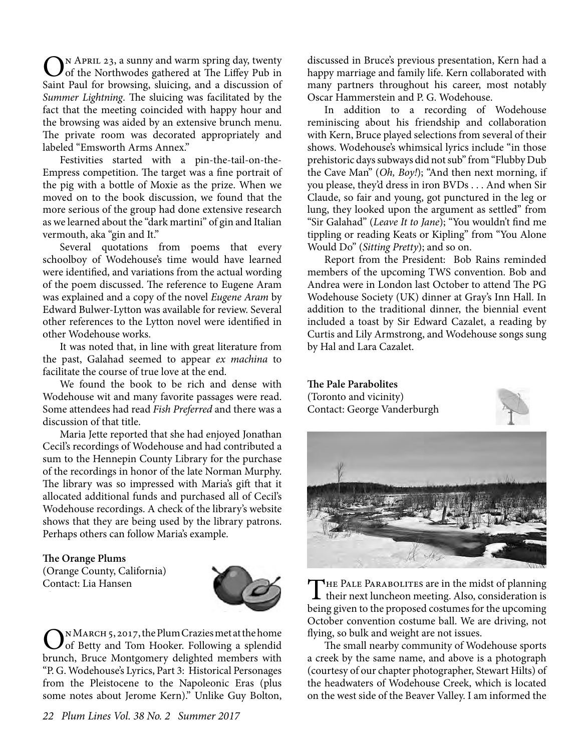On April 23, a sunny and warm spring day, twenty of the Northwodes gathered at The Liffey Pub in Saint Paul for browsing, sluicing, and a discussion of *Summer Lightning*. The sluicing was facilitated by the fact that the meeting coincided with happy hour and the browsing was aided by an extensive brunch menu. The private room was decorated appropriately and labeled "Emsworth Arms Annex."

Festivities started with a pin-the-tail-on-the-Empress competition. The target was a fine portrait of the pig with a bottle of Moxie as the prize. When we moved on to the book discussion, we found that the more serious of the group had done extensive research as we learned about the "dark martini" of gin and Italian vermouth, aka "gin and It."

Several quotations from poems that every schoolboy of Wodehouse's time would have learned were identified, and variations from the actual wording of the poem discussed. The reference to Eugene Aram was explained and a copy of the novel *Eugene Aram* by Edward Bulwer-Lytton was available for review. Several other references to the Lytton novel were identified in other Wodehouse works.

It was noted that, in line with great literature from the past, Galahad seemed to appear *ex machina* to facilitate the course of true love at the end.

We found the book to be rich and dense with Wodehouse wit and many favorite passages were read. Some attendees had read *Fish Preferred* and there was a discussion of that title.

Maria Jette reported that she had enjoyed Jonathan Cecil's recordings of Wodehouse and had contributed a sum to the Hennepin County Library for the purchase of the recordings in honor of the late Norman Murphy. The library was so impressed with Maria's gift that it allocated additional funds and purchased all of Cecil's Wodehouse recordings. A check of the library's website shows that they are being used by the library patrons. Perhaps others can follow Maria's example.

**The Orange Plums**
(Orange County, California)
Contact: Lia Hansen

On March 5, 2017, the Plum Crazies met at the home of Betty and Tom Hooker. Following a splendid brunch, Bruce Montgomery delighted members with "P. G. Wodehouse's Lyrics, Part 3: Historical Personages from the Pleistocene to the Napoleonic Eras (plus some notes about Jerome Kern)." Unlike Guy Bolton, discussed in Bruce's previous presentation, Kern had a happy marriage and family life. Kern collaborated with many partners throughout his career, most notably Oscar Hammerstein and P. G. Wodehouse.

In addition to a recording of Wodehouse reminiscing about his friendship and collaboration with Kern, Bruce played selections from several of their shows. Wodehouse's whimsical lyrics include "in those prehistoric days subways did not sub" from "Flubby Dub the Cave Man" (*Oh, Boy!*); "And then next morning, if you please, they'd dress in iron BVDs . . . And when Sir Claude, so fair and young, got punctured in the leg or lung, they looked upon the argument as settled" from "Sir Galahad" (*Leave It to Jane*); "You wouldn't find me tippling or reading Keats or Kipling" from "You Alone Would Do" (*Sitting Pretty*); and so on.

Report from the President: Bob Rains reminded members of the upcoming TWS convention. Bob and Andrea were in London last October to attend The PG Wodehouse Society (UK) dinner at Gray's Inn Hall. In addition to the traditional dinner, the biennial event included a toast by Sir Edward Cazalet, a reading by Curtis and Lily Armstrong, and Wodehouse songs sung by Hal and Lara Cazalet.

**The Pale Parabolites**
(Toronto and vicinity)
Contact: George Vanderburgh

The Pale Parabolites are in the midst of planning their next luncheon meeting. Also, consideration is being given to the proposed costumes for the upcoming October convention costume ball. We are driving, not flying, so bulk and weight are not issues.

The small nearby community of Wodehouse sports a creek by the same name, and above is a photograph (courtesy of our chapter photographer, Stewart Hilts) of the headwaters of Wodehouse Creek, which is located on the west side of the Beaver Valley. I am informed the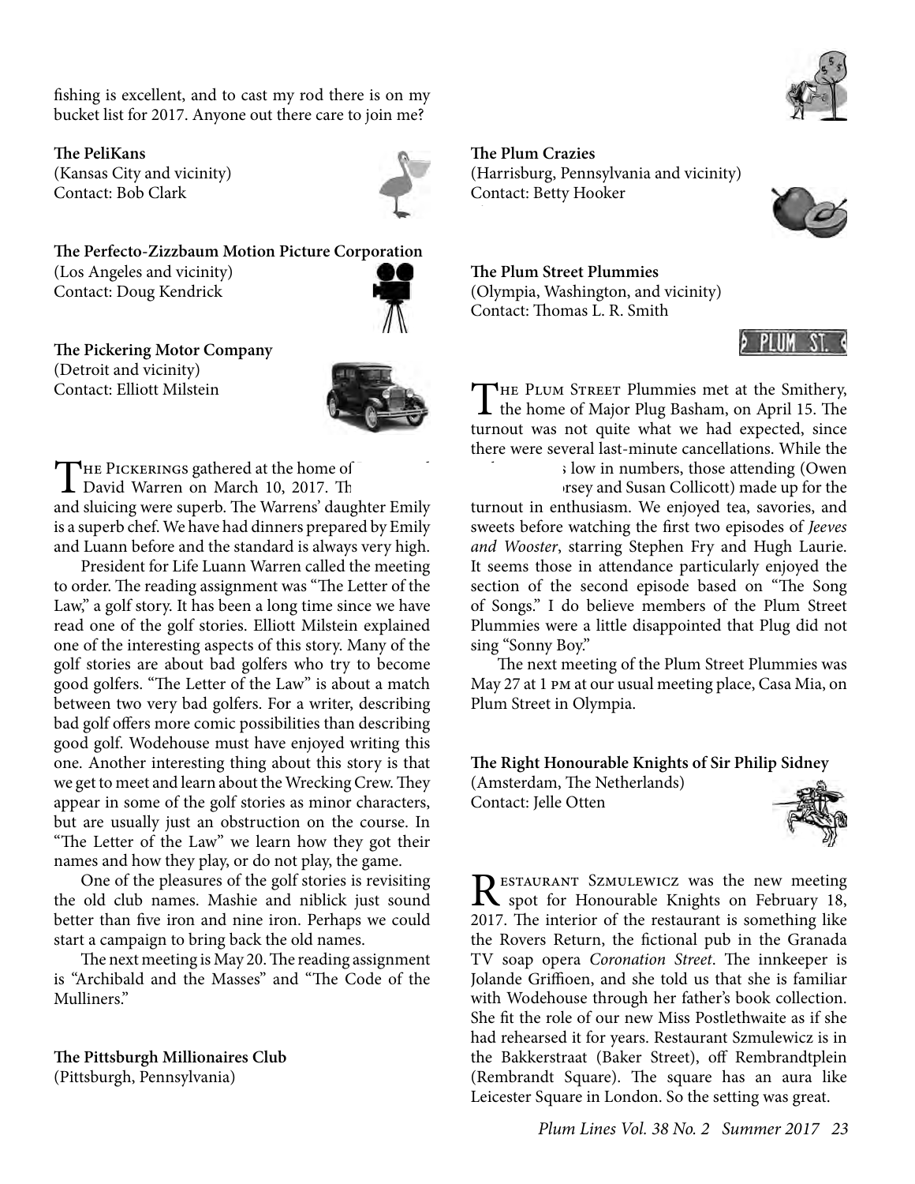fishing is excellent, and to cast my rod there is on my bucket list for 2017. Anyone out there care to join me?

**The PeliKans**
(Kansas City and vicinity)
Contact: Bob Clark

**The Perfecto-Zizzbaum Motion Picture Corporation**
(Los Angeles and vicinity)
Contact: Doug Kendrick

**The Pickering Motor Company**
(Detroit and vicinity)
Contact: Elliott Milstein

The Pickerings gathered at the home of David Warren on March 10, 2017. Th and sluicing were superb. The Warrens' daughter Emily is a superb chef. We have had dinners prepared by Emily and Luann before and the standard is always very high.

President for Life Luann Warren called the meeting to order. The reading assignment was "The Letter of the Law," a golf story. It has been a long time since we have read one of the golf stories. Elliott Milstein explained one of the interesting aspects of this story. Many of the golf stories are about bad golfers who try to become good golfers. "The Letter of the Law" is about a match between two very bad golfers. For a writer, describing bad golf offers more comic possibilities than describing good golf. Wodehouse must have enjoyed writing this one. Another interesting thing about this story is that we get to meet and learn about the Wrecking Crew. They appear in some of the golf stories as minor characters, but are usually just an obstruction on the course. In "The Letter of the Law" we learn how they got their names and how they play, or do not play, the game.

One of the pleasures of the golf stories is revisiting the old club names. Mashie and niblick just sound better than five iron and nine iron. Perhaps we could start a campaign to bring back the old names.

The next meeting is May 20. The reading assignment is "Archibald and the Masses" and "The Code of the Mulliners."

**The Pittsburgh Millionaires Club**
(Pittsburgh, Pennsylvania)

**The Plum Crazies**
(Harrisburg, Pennsylvania and vicinity)
Contact: Betty Hooker

**The Plum Street Plummies**
(Olympia, Washington, and vicinity)
Contact: Thomas L. R. Smith

The Plum Street Plummies met at the Smithery, the home of Major Plug Basham, on April 15. The turnout was not quite what we had expected, since there were several last-minute cancellations. While the s low in numbers, those attending (Owen rsey and Susan Collicott) made up for the turnout in enthusiasm. We enjoyed tea, savories, and sweets before watching the first two episodes of *Jeeves and Wooster*, starring Stephen Fry and Hugh Laurie. It seems those in attendance particularly enjoyed the section of the second episode based on "The Song of Songs." I do believe members of the Plum Street Plummies were a little disappointed that Plug did not sing "Sonny Boy."

The next meeting of the Plum Street Plummies was May 27 at 1 pm at our usual meeting place, Casa Mia, on Plum Street in Olympia.

**The Right Honourable Knights of Sir Philip Sidney**
(Amsterdam, The Netherlands)
Contact: Jelle Otten

Restaurant Szmulewicz was the new meeting spot for Honourable Knights on February 18, 2017. The interior of the restaurant is something like the Rovers Return, the fictional pub in the Granada TV soap opera *Coronation Street*. The innkeeper is Jolande Griffioen, and she told us that she is familiar with Wodehouse through her father's book collection. She fit the role of our new Miss Postlethwaite as if she had rehearsed it for years. Restaurant Szmulewicz is in the Bakkerstraat (Baker Street), off Rembrandtplein (Rembrandt Square). The square has an aura like Leicester Square in London. So the setting was great.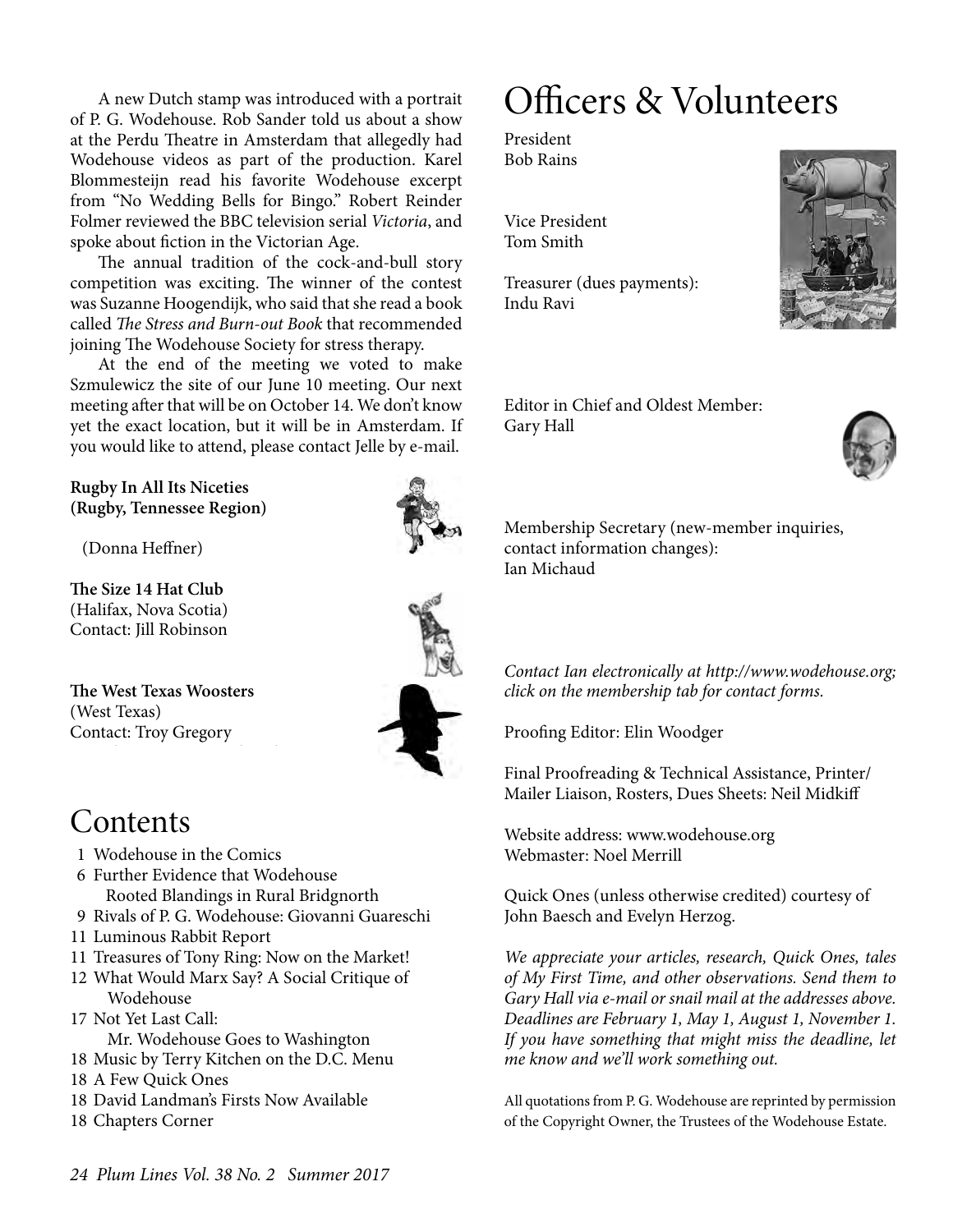A new Dutch stamp was introduced with a portrait of P. G. Wodehouse. Rob Sander told us about a show at the Perdu Theatre in Amsterdam that allegedly had Wodehouse videos as part of the production. Karel Blommesteijn read his favorite Wodehouse excerpt from "No Wedding Bells for Bingo." Robert Reinder Folmer reviewed the BBC television serial *Victoria*, and spoke about fiction in the Victorian Age.

The annual tradition of the cock-and-bull story competition was exciting. The winner of the contest was Suzanne Hoogendijk, who said that she read a book called *The Stress and Burn-out Book* that recommended joining The Wodehouse Society for stress therapy.

At the end of the meeting we voted to make Szmulewicz the site of our June 10 meeting. Our next meeting after that will be on October 14. We don't know yet the exact location, but it will be in Amsterdam. If you would like to attend, please contact Jelle by e-mail.

**Rugby In All Its Niceties**
**(Rugby, Tennessee Region)**

(Donna Heffner)

**The Size 14 Hat Club**
(Halifax, Nova Scotia)
Contact: Jill Robinson

**The West Texas Woosters**
(West Texas)
Contact: Troy Gregory

# Contents

- 1 Wodehouse in the Comics
- 6 Further Evidence that Wodehouse Rooted Blandings in Rural Bridgnorth
- 9 Rivals of P. G. Wodehouse: Giovanni Guareschi
- 11 Luminous Rabbit Report
- 11 Treasures of Tony Ring: Now on the Market!
- 12 What Would Marx Say? A Social Critique of Wodehouse
- 17 Not Yet Last Call: Mr. Wodehouse Goes to Washington
- 18 Music by Terry Kitchen on the D.C. Menu
- 18 A Few Quick Ones
- 18 David Landman's Firsts Now Available
- 18 Chapters Corner

# Officers & Volunteers

President
Bob Rains

Vice President
Tom Smith

Treasurer (dues payments):
Indu Ravi

Editor in Chief and Oldest Member:
Gary Hall

Membership Secretary (new-member inquiries, contact information changes):
Ian Michaud

*Contact Ian electronically at http://www.wodehouse.org; click on the membership tab for contact forms.*

Proofing Editor: Elin Woodger

Final Proofreading & Technical Assistance, Printer/Mailer Liaison, Rosters, Dues Sheets: Neil Midkiff

Website address: www.wodehouse.org
Webmaster: Noel Merrill

Quick Ones (unless otherwise credited) courtesy of John Baesch and Evelyn Herzog.

*We appreciate your articles, research, Quick Ones, tales of My First Time, and other observations. Send them to Gary Hall via e-mail or snail mail at the addresses above. Deadlines are February 1, May 1, August 1, November 1. If you have something that might miss the deadline, let me know and we'll work something out.*

All quotations from P. G. Wodehouse are reprinted by permission of the Copyright Owner, the Trustees of the Wodehouse Estate.